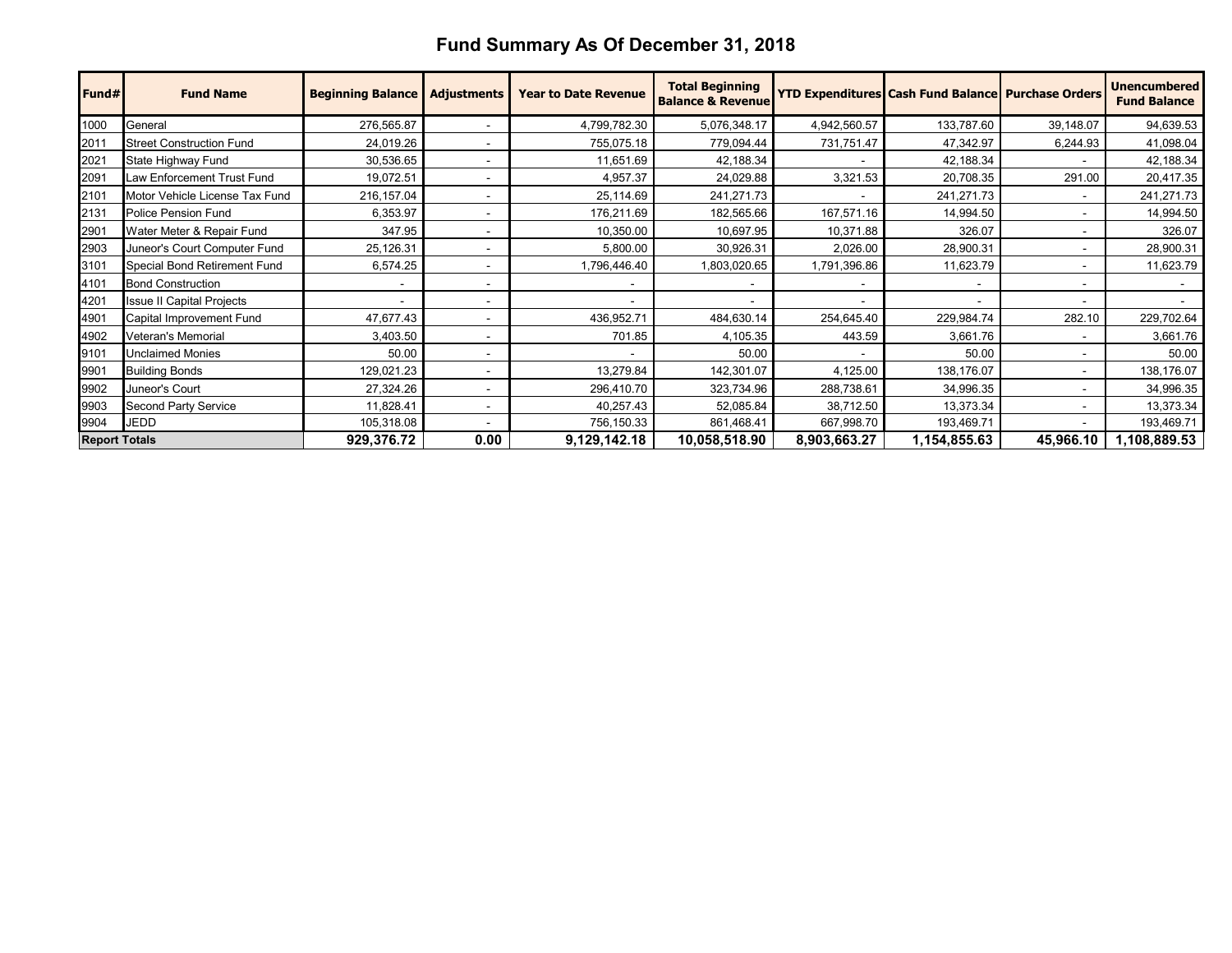# Fund Summary As Of December 31, 2018

| Fund# | Fund Name | Beginning Balance | Adjustments | Year to Date Revenue | Total Beginning Balance & Revenue | YTD Expenditures | Cash Fund Balance | Purchase Orders | Unencumbered Fund Balance |
|---|---|---|---|---|---|---|---|---|---|
| 1000 | General | 276,565.87 | - | 4,799,782.30 | 5,076,348.17 | 4,942,560.57 | 133,787.60 | 39,148.07 | 94,639.53 |
| 2011 | Street Construction Fund | 24,019.26 | - | 755,075.18 | 779,094.44 | 731,751.47 | 47,342.97 | 6,244.93 | 41,098.04 |
| 2021 | State Highway Fund | 30,536.65 | - | 11,651.69 | 42,188.34 | - | 42,188.34 | - | 42,188.34 |
| 2091 | Law Enforcement Trust Fund | 19,072.51 | - | 4,957.37 | 24,029.88 | 3,321.53 | 20,708.35 | 291.00 | 20,417.35 |
| 2101 | Motor Vehicle License Tax Fund | 216,157.04 | - | 25,114.69 | 241,271.73 | - | 241,271.73 | - | 241,271.73 |
| 2131 | Police Pension Fund | 6,353.97 | - | 176,211.69 | 182,565.66 | 167,571.16 | 14,994.50 | - | 14,994.50 |
| 2901 | Water Meter & Repair Fund | 347.95 | - | 10,350.00 | 10,697.95 | 10,371.88 | 326.07 | - | 326.07 |
| 2903 | Juneor's Court Computer Fund | 25,126.31 | - | 5,800.00 | 30,926.31 | 2,026.00 | 28,900.31 | - | 28,900.31 |
| 3101 | Special Bond Retirement Fund | 6,574.25 | - | 1,796,446.40 | 1,803,020.65 | 1,791,396.86 | 11,623.79 | - | 11,623.79 |
| 4101 | Bond Construction | - | - | - | - | - | - | - | - |
| 4201 | Issue II Capital Projects | - | - | - | - | - | - | - | - |
| 4901 | Capital Improvement Fund | 47,677.43 | - | 436,952.71 | 484,630.14 | 254,645.40 | 229,984.74 | 282.10 | 229,702.64 |
| 4902 | Veteran's Memorial | 3,403.50 | - | 701.85 | 4,105.35 | 443.59 | 3,661.76 | - | 3,661.76 |
| 9101 | Unclaimed Monies | 50.00 | - | - | 50.00 | - | 50.00 | - | 50.00 |
| 9901 | Building Bonds | 129,021.23 | - | 13,279.84 | 142,301.07 | 4,125.00 | 138,176.07 | - | 138,176.07 |
| 9902 | Juneor's Court | 27,324.26 | - | 296,410.70 | 323,734.96 | 288,738.61 | 34,996.35 | - | 34,996.35 |
| 9903 | Second Party Service | 11,828.41 | - | 40,257.43 | 52,085.84 | 38,712.50 | 13,373.34 | - | 13,373.34 |
| 9904 | JEDD | 105,318.08 | - | 756,150.33 | 861,468.41 | 667,998.70 | 193,469.71 | - | 193,469.71 |
| **Report Totals** | | **929,376.72** | **0.00** | **9,129,142.18** | **10,058,518.90** | **8,903,663.27** | **1,154,855.63** | **45,966.10** | **1,108,889.53** |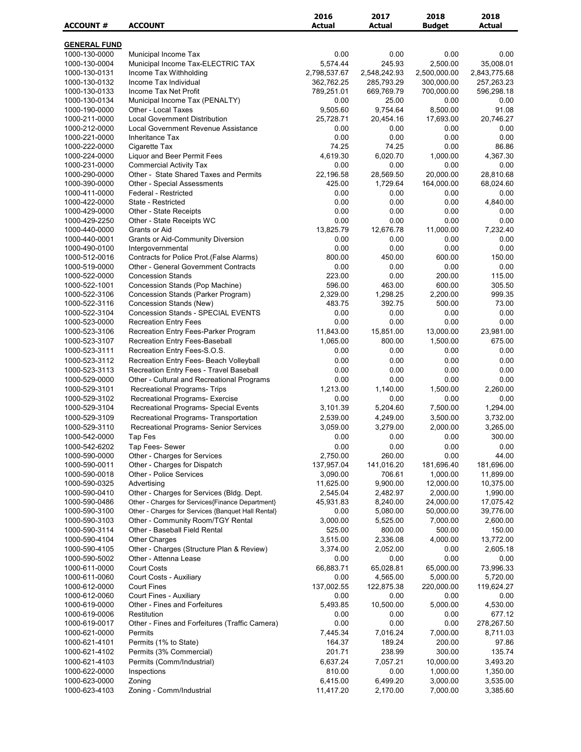| ACCOUNT # | ACCOUNT | 2016 Actual | 2017 Actual | 2018 Budget | 2018 Actual |
|---|---|---|---|---|---|
| **GENERAL FUND** | | | | | |
| 1000-130-0000 | Municipal Income Tax | 0.00 | 0.00 | 0.00 | 0.00 |
| 1000-130-0004 | Municipal Income Tax-ELECTRIC TAX | 5,574.44 | 245.93 | 2,500.00 | 35,008.01 |
| 1000-130-0131 | Income Tax Withholding | 2,798,537.67 | 2,548,242.93 | 2,500,000.00 | 2,843,775.68 |
| 1000-130-0132 | Income Tax Individual | 362,762.25 | 285,793.29 | 300,000.00 | 257,263.23 |
| 1000-130-0133 | Income Tax Net Profit | 789,251.01 | 669,769.79 | 700,000.00 | 596,298.18 |
| 1000-130-0134 | Municipal Income Tax (PENALTY) | 0.00 | 25.00 | 0.00 | 0.00 |
| 1000-190-0000 | Other - Local Taxes | 9,505.60 | 9,754.64 | 8,500.00 | 91.08 |
| 1000-211-0000 | Local Government Distribution | 25,728.71 | 20,454.16 | 17,693.00 | 20,746.27 |
| 1000-212-0000 | Local Government Revenue Assistance | 0.00 | 0.00 | 0.00 | 0.00 |
| 1000-221-0000 | Inheritance Tax | 0.00 | 0.00 | 0.00 | 0.00 |
| 1000-222-0000 | Cigarette Tax | 74.25 | 74.25 | 0.00 | 86.86 |
| 1000-224-0000 | Liquor and Beer Permit Fees | 4,619.30 | 6,020.70 | 1,000.00 | 4,367.30 |
| 1000-231-0000 | Commercial Activity Tax | 0.00 | 0.00 | 0.00 | 0.00 |
| 1000-290-0000 | Other - State Shared Taxes and Permits | 22,196.58 | 28,569.50 | 20,000.00 | 28,810.68 |
| 1000-390-0000 | Other - Special Assessments | 425.00 | 1,729.64 | 164,000.00 | 68,024.60 |
| 1000-411-0000 | Federal - Restricted | 0.00 | 0.00 | 0.00 | 0.00 |
| 1000-422-0000 | State - Restricted | 0.00 | 0.00 | 0.00 | 4,840.00 |
| 1000-429-0000 | Other - State Receipts | 0.00 | 0.00 | 0.00 | 0.00 |
| 1000-429-2250 | Other - State Receipts WC | 0.00 | 0.00 | 0.00 | 0.00 |
| 1000-440-0000 | Grants or Aid | 13,825.79 | 12,676.78 | 11,000.00 | 7,232.40 |
| 1000-440-0001 | Grants or Aid-Community Diversion | 0.00 | 0.00 | 0.00 | 0.00 |
| 1000-490-0100 | Intergovernmental | 0.00 | 0.00 | 0.00 | 0.00 |
| 1000-512-0016 | Contracts for Police Prot.(False Alarms) | 800.00 | 450.00 | 600.00 | 150.00 |
| 1000-519-0000 | Other - General Government Contracts | 0.00 | 0.00 | 0.00 | 0.00 |
| 1000-522-0000 | Concession Stands | 223.00 | 0.00 | 200.00 | 115.00 |
| 1000-522-1001 | Concession Stands (Pop Machine) | 596.00 | 463.00 | 600.00 | 305.50 |
| 1000-522-3106 | Concession Stands (Parker Program) | 2,329.00 | 1,298.25 | 2,200.00 | 999.35 |
| 1000-522-3116 | Concession Stands (New) | 483.75 | 392.75 | 500.00 | 73.00 |
| 1000-522-3104 | Concession Stands - SPECIAL EVENTS | 0.00 | 0.00 | 0.00 | 0.00 |
| 1000-523-0000 | Recreation Entry Fees | 0.00 | 0.00 | 0.00 | 0.00 |
| 1000-523-3106 | Recreation Entry Fees-Parker Program | 11,843.00 | 15,851.00 | 13,000.00 | 23,981.00 |
| 1000-523-3107 | Recreation Entry Fees-Baseball | 1,065.00 | 800.00 | 1,500.00 | 675.00 |
| 1000-523-3111 | Recreation Entry Fees-S.O.S. | 0.00 | 0.00 | 0.00 | 0.00 |
| 1000-523-3112 | Recreation Entry Fees- Beach Volleyball | 0.00 | 0.00 | 0.00 | 0.00 |
| 1000-523-3113 | Recreation Entry Fees - Travel Baseball | 0.00 | 0.00 | 0.00 | 0.00 |
| 1000-529-0000 | Other - Cultural and Recreational Programs | 0.00 | 0.00 | 0.00 | 0.00 |
| 1000-529-3101 | Recreational Programs- Trips | 1,213.00 | 1,140.00 | 1,500.00 | 2,260.00 |
| 1000-529-3102 | Recreational Programs- Exercise | 0.00 | 0.00 | 0.00 | 0.00 |
| 1000-529-3104 | Recreational Programs- Special Events | 3,101.39 | 5,204.60 | 7,500.00 | 1,294.00 |
| 1000-529-3109 | Recreational Programs- Transportation | 2,539.00 | 4,249.00 | 3,500.00 | 3,732.00 |
| 1000-529-3110 | Recreational Programs- Senior Services | 3,059.00 | 3,279.00 | 2,000.00 | 3,265.00 |
| 1000-542-0000 | Tap Fes | 0.00 | 0.00 | 0.00 | 300.00 |
| 1000-542-6202 | Tap Fees- Sewer | 0.00 | 0.00 | 0.00 | 0.00 |
| 1000-590-0000 | Other - Charges for Services | 2,750.00 | 260.00 | 0.00 | 44.00 |
| 1000-590-0011 | Other - Charges for Dispatch | 137,957.04 | 141,016.20 | 181,696.40 | 181,696.00 |
| 1000-590-0018 | Other - Police Services | 3,090.00 | 706.61 | 1,000.00 | 11,899.00 |
| 1000-590-0325 | Advertising | 11,625.00 | 9,900.00 | 12,000.00 | 10,375.00 |
| 1000-590-0410 | Other - Charges for Services (Bldg. Dept. | 2,545.04 | 2,482.97 | 2,000.00 | 1,990.00 |
| 1000-590-0486 | Other - Charges for Services{Finance Department} | 45,931.83 | 8,240.00 | 24,000.00 | 17,075.42 |
| 1000-590-3100 | Other - Charges for Services {Banquet Hall Rental} | 0.00 | 5,080.00 | 50,000.00 | 39,776.00 |
| 1000-590-3103 | Other - Community Room/TGY Rental | 3,000.00 | 5,525.00 | 7,000.00 | 2,600.00 |
| 1000-590-3114 | Other - Baseball Field Rental | 525.00 | 800.00 | 500.00 | 150.00 |
| 1000-590-4104 | Other Charges | 3,515.00 | 2,336.08 | 4,000.00 | 13,772.00 |
| 1000-590-4105 | Other - Charges (Structure Plan & Review) | 3,374.00 | 2,052.00 | 0.00 | 2,605.18 |
| 1000-590-5002 | Other - Attenna Lease | 0.00 | 0.00 | 0.00 | 0.00 |
| 1000-611-0000 | Court Costs | 66,883.71 | 65,028.81 | 65,000.00 | 73,996.33 |
| 1000-611-0060 | Court Costs - Auxiliary | 0.00 | 4,565.00 | 5,000.00 | 5,720.00 |
| 1000-612-0000 | Court Fines | 137,002.55 | 122,875.38 | 220,000.00 | 119,624.27 |
| 1000-612-0060 | Court Fines - Auxiliary | 0.00 | 0.00 | 0.00 | 0.00 |
| 1000-619-0000 | Other - Fines and Forfeitures | 5,493.85 | 10,500.00 | 5,000.00 | 4,530.00 |
| 1000-619-0006 | Restitution | 0.00 | 0.00 | 0.00 | 677.12 |
| 1000-619-0017 | Other - Fines and Forfeitures (Traffic Camera) | 0.00 | 0.00 | 0.00 | 278,267.50 |
| 1000-621-0000 | Permits | 7,445.34 | 7,016.24 | 7,000.00 | 8,711.03 |
| 1000-621-4101 | Permits (1% to State) | 164.37 | 189.24 | 200.00 | 97.86 |
| 1000-621-4102 | Permits (3% Commercial) | 201.71 | 238.99 | 300.00 | 135.74 |
| 1000-621-4103 | Permits (Comm/Industrial) | 6,637.24 | 7,057.21 | 10,000.00 | 3,493.20 |
| 1000-622-0000 | Inspections | 810.00 | 0.00 | 1,000.00 | 1,350.00 |
| 1000-623-0000 | Zoning | 6,415.00 | 6,499.20 | 3,000.00 | 3,535.00 |
| 1000-623-4103 | Zoning - Comm/Industrial | 11,417.20 | 2,170.00 | 7,000.00 | 3,385.60 |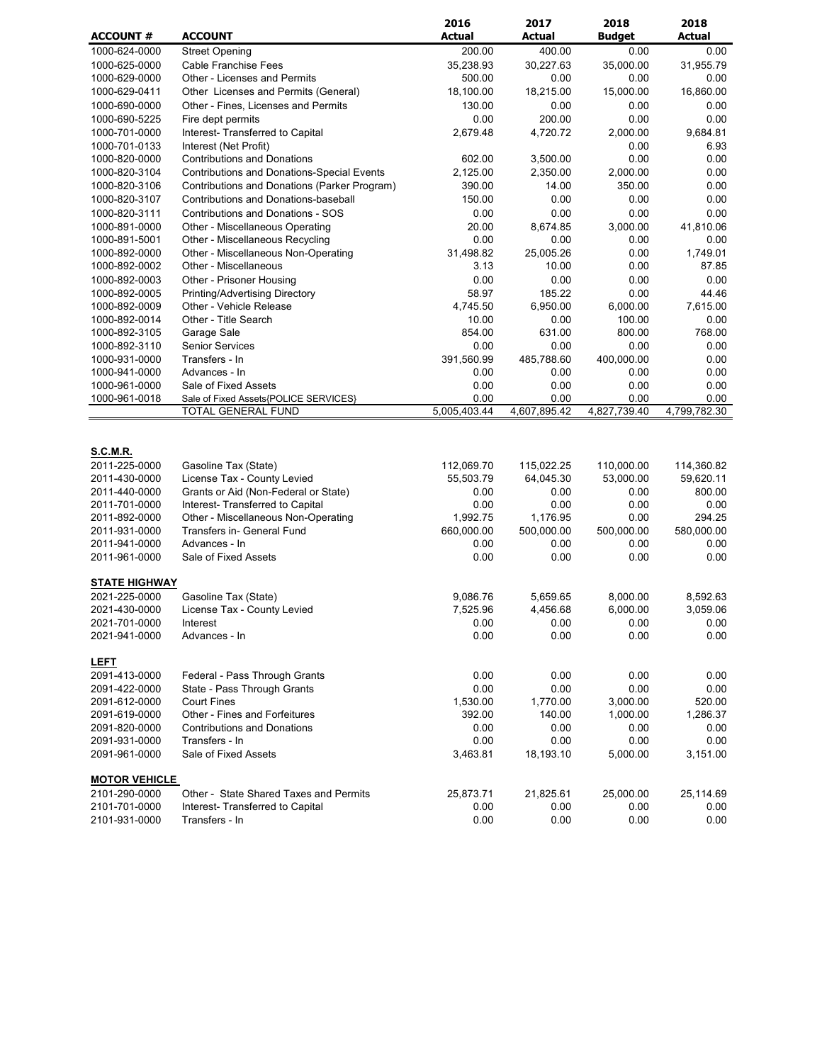| ACCOUNT # | ACCOUNT | 2016 Actual | 2017 Actual | 2018 Budget | 2018 Actual |
|---|---|---|---|---|---|
| 1000-624-0000 | Street Opening | 200.00 | 400.00 | 0.00 | 0.00 |
| 1000-625-0000 | Cable Franchise Fees | 35,238.93 | 30,227.63 | 35,000.00 | 31,955.79 |
| 1000-629-0000 | Other - Licenses and Permits | 500.00 | 0.00 | 0.00 | 0.00 |
| 1000-629-0411 | Other Licenses and Permits (General) | 18,100.00 | 18,215.00 | 15,000.00 | 16,860.00 |
| 1000-690-0000 | Other - Fines, Licenses and Permits | 130.00 | 0.00 | 0.00 | 0.00 |
| 1000-690-5225 | Fire dept permits | 0.00 | 200.00 | 0.00 | 0.00 |
| 1000-701-0000 | Interest- Transferred to Capital | 2,679.48 | 4,720.72 | 2,000.00 | 9,684.81 |
| 1000-701-0133 | Interest (Net Profit) | | | 0.00 | 6.93 |
| 1000-820-0000 | Contributions and Donations | 602.00 | 3,500.00 | 0.00 | 0.00 |
| 1000-820-3104 | Contributions and Donations-Special Events | 2,125.00 | 2,350.00 | 2,000.00 | 0.00 |
| 1000-820-3106 | Contributions and Donations (Parker Program) | 390.00 | 14.00 | 350.00 | 0.00 |
| 1000-820-3107 | Contributions and Donations-baseball | 150.00 | 0.00 | 0.00 | 0.00 |
| 1000-820-3111 | Contributions and Donations - SOS | 0.00 | 0.00 | 0.00 | 0.00 |
| 1000-891-0000 | Other - Miscellaneous Operating | 20.00 | 8,674.85 | 3,000.00 | 41,810.06 |
| 1000-891-5001 | Other - Miscellaneous Recycling | 0.00 | 0.00 | 0.00 | 0.00 |
| 1000-892-0000 | Other - Miscellaneous Non-Operating | 31,498.82 | 25,005.26 | 0.00 | 1,749.01 |
| 1000-892-0002 | Other - Miscellaneous | 3.13 | 10.00 | 0.00 | 87.85 |
| 1000-892-0003 | Other - Prisoner Housing | 0.00 | 0.00 | 0.00 | 0.00 |
| 1000-892-0005 | Printing/Advertising Directory | 58.97 | 185.22 | 0.00 | 44.46 |
| 1000-892-0009 | Other - Vehicle Release | 4,745.50 | 6,950.00 | 6,000.00 | 7,615.00 |
| 1000-892-0014 | Other - Title Search | 10.00 | 0.00 | 100.00 | 0.00 |
| 1000-892-3105 | Garage Sale | 854.00 | 631.00 | 800.00 | 768.00 |
| 1000-892-3110 | Senior Services | 0.00 | 0.00 | 0.00 | 0.00 |
| 1000-931-0000 | Transfers - In | 391,560.99 | 485,788.60 | 400,000.00 | 0.00 |
| 1000-941-0000 | Advances - In | 0.00 | 0.00 | 0.00 | 0.00 |
| 1000-961-0000 | Sale of Fixed Assets | 0.00 | 0.00 | 0.00 | 0.00 |
| 1000-961-0018 | Sale of Fixed Assets{POLICE SERVICES} | 0.00 | 0.00 | 0.00 | 0.00 |
| | TOTAL GENERAL FUND | 5,005,403.44 | 4,607,895.42 | 4,827,739.40 | 4,799,782.30 |
| **S.C.M.R.** | | | | | |
| 2011-225-0000 | Gasoline Tax (State) | 112,069.70 | 115,022.25 | 110,000.00 | 114,360.82 |
| 2011-430-0000 | License Tax - County Levied | 55,503.79 | 64,045.30 | 53,000.00 | 59,620.11 |
| 2011-440-0000 | Grants or Aid (Non-Federal or State) | 0.00 | 0.00 | 0.00 | 800.00 |
| 2011-701-0000 | Interest- Transferred to Capital | 0.00 | 0.00 | 0.00 | 0.00 |
| 2011-892-0000 | Other - Miscellaneous Non-Operating | 1,992.75 | 1,176.95 | 0.00 | 294.25 |
| 2011-931-0000 | Transfers in- General Fund | 660,000.00 | 500,000.00 | 500,000.00 | 580,000.00 |
| 2011-941-0000 | Advances - In | 0.00 | 0.00 | 0.00 | 0.00 |
| 2011-961-0000 | Sale of Fixed Assets | 0.00 | 0.00 | 0.00 | 0.00 |
| **STATE HIGHWAY** | | | | | |
| 2021-225-0000 | Gasoline Tax (State) | 9,086.76 | 5,659.65 | 8,000.00 | 8,592.63 |
| 2021-430-0000 | License Tax - County Levied | 7,525.96 | 4,456.68 | 6,000.00 | 3,059.06 |
| 2021-701-0000 | Interest | 0.00 | 0.00 | 0.00 | 0.00 |
| 2021-941-0000 | Advances - In | 0.00 | 0.00 | 0.00 | 0.00 |
| **LEFT** | | | | | |
| 2091-413-0000 | Federal - Pass Through Grants | 0.00 | 0.00 | 0.00 | 0.00 |
| 2091-422-0000 | State - Pass Through Grants | 0.00 | 0.00 | 0.00 | 0.00 |
| 2091-612-0000 | Court Fines | 1,530.00 | 1,770.00 | 3,000.00 | 520.00 |
| 2091-619-0000 | Other - Fines and Forfeitures | 392.00 | 140.00 | 1,000.00 | 1,286.37 |
| 2091-820-0000 | Contributions and Donations | 0.00 | 0.00 | 0.00 | 0.00 |
| 2091-931-0000 | Transfers - In | 0.00 | 0.00 | 0.00 | 0.00 |
| 2091-961-0000 | Sale of Fixed Assets | 3,463.81 | 18,193.10 | 5,000.00 | 3,151.00 |
| **MOTOR VEHICLE** | | | | | |
| 2101-290-0000 | Other - State Shared Taxes and Permits | 25,873.71 | 21,825.61 | 25,000.00 | 25,114.69 |
| 2101-701-0000 | Interest- Transferred to Capital | 0.00 | 0.00 | 0.00 | 0.00 |
| 2101-931-0000 | Transfers - In | 0.00 | 0.00 | 0.00 | 0.00 |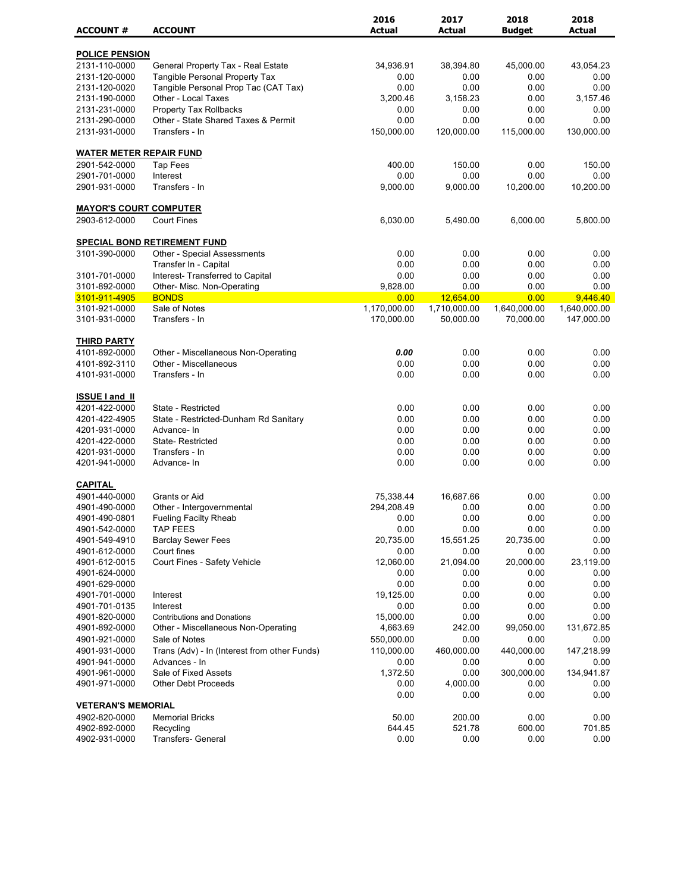| ACCOUNT # | ACCOUNT | 2016 Actual | 2017 Actual | 2018 Budget | 2018 Actual |
|---|---|---|---|---|---|
| **POLICE PENSION** | | | | | |
| 2131-110-0000 | General Property Tax - Real Estate | 34,936.91 | 38,394.80 | 45,000.00 | 43,054.23 |
| 2131-120-0000 | Tangible Personal Property Tax | 0.00 | 0.00 | 0.00 | 0.00 |
| 2131-120-0020 | Tangible Personal Prop Tac (CAT Tax) | 0.00 | 0.00 | 0.00 | 0.00 |
| 2131-190-0000 | Other - Local Taxes | 3,200.46 | 3,158.23 | 0.00 | 3,157.46 |
| 2131-231-0000 | Property Tax Rollbacks | 0.00 | 0.00 | 0.00 | 0.00 |
| 2131-290-0000 | Other - State Shared Taxes & Permit | 0.00 | 0.00 | 0.00 | 0.00 |
| 2131-931-0000 | Transfers - In | 150,000.00 | 120,000.00 | 115,000.00 | 130,000.00 |
| **WATER METER REPAIR FUND** | | | | | |
| 2901-542-0000 | Tap Fees | 400.00 | 150.00 | 0.00 | 150.00 |
| 2901-701-0000 | Interest | 0.00 | 0.00 | 0.00 | 0.00 |
| 2901-931-0000 | Transfers - In | 9,000.00 | 9,000.00 | 10,200.00 | 10,200.00 |
| **MAYOR'S COURT COMPUTER** | | | | | |
| 2903-612-0000 | Court Fines | 6,030.00 | 5,490.00 | 6,000.00 | 5,800.00 |
| **SPECIAL BOND RETIREMENT FUND** | | | | | |
| 3101-390-0000 | Other - Special Assessments | 0.00 | 0.00 | 0.00 | 0.00 |
| | Transfer In - Capital | 0.00 | 0.00 | 0.00 | 0.00 |
| 3101-701-0000 | Interest- Transferred to Capital | 0.00 | 0.00 | 0.00 | 0.00 |
| 3101-892-0000 | Other- Misc. Non-Operating | 9,828.00 | 0.00 | 0.00 | 0.00 |
| 3101-911-4905 | BONDS | 0.00 | 12,654.00 | 0.00 | 9,446.40 |
| 3101-921-0000 | Sale of Notes | 1,170,000.00 | 1,710,000.00 | 1,640,000.00 | 1,640,000.00 |
| 3101-931-0000 | Transfers - In | 170,000.00 | 50,000.00 | 70,000.00 | 147,000.00 |
| **THIRD PARTY** | | | | | |
| 4101-892-0000 | Other - Miscellaneous Non-Operating | ***0.00*** | 0.00 | 0.00 | 0.00 |
| 4101-892-3110 | Other - Miscellaneous | 0.00 | 0.00 | 0.00 | 0.00 |
| 4101-931-0000 | Transfers - In | 0.00 | 0.00 | 0.00 | 0.00 |
| **ISSUE I and II** | | | | | |
| 4201-422-0000 | State - Restricted | 0.00 | 0.00 | 0.00 | 0.00 |
| 4201-422-4905 | State - Restricted-Dunham Rd Sanitary | 0.00 | 0.00 | 0.00 | 0.00 |
| 4201-931-0000 | Advance- In | 0.00 | 0.00 | 0.00 | 0.00 |
| 4201-422-0000 | State- Restricted | 0.00 | 0.00 | 0.00 | 0.00 |
| 4201-931-0000 | Transfers - In | 0.00 | 0.00 | 0.00 | 0.00 |
| 4201-941-0000 | Advance- In | 0.00 | 0.00 | 0.00 | 0.00 |
| **CAPITAL** | | | | | |
| 4901-440-0000 | Grants or Aid | 75,338.44 | 16,687.66 | 0.00 | 0.00 |
| 4901-490-0000 | Other - Intergovernmental | 294,208.49 | 0.00 | 0.00 | 0.00 |
| 4901-490-0801 | Fueling Facilty Rheab | 0.00 | 0.00 | 0.00 | 0.00 |
| 4901-542-0000 | TAP FEES | 0.00 | 0.00 | 0.00 | 0.00 |
| 4901-549-4910 | Barclay Sewer Fees | 20,735.00 | 15,551.25 | 20,735.00 | 0.00 |
| 4901-612-0000 | Court fines | 0.00 | 0.00 | 0.00 | 0.00 |
| 4901-612-0015 | Court Fines - Safety Vehicle | 12,060.00 | 21,094.00 | 20,000.00 | 23,119.00 |
| 4901-624-0000 | | 0.00 | 0.00 | 0.00 | 0.00 |
| 4901-629-0000 | | 0.00 | 0.00 | 0.00 | 0.00 |
| 4901-701-0000 | Interest | 19,125.00 | 0.00 | 0.00 | 0.00 |
| 4901-701-0135 | Interest | 0.00 | 0.00 | 0.00 | 0.00 |
| 4901-820-0000 | Contributions and Donations | 15,000.00 | 0.00 | 0.00 | 0.00 |
| 4901-892-0000 | Other - Miscellaneous Non-Operating | 4,663.69 | 242.00 | 99,050.00 | 131,672.85 |
| 4901-921-0000 | Sale of Notes | 550,000.00 | 0.00 | 0.00 | 0.00 |
| 4901-931-0000 | Trans (Adv) - In (Interest from other Funds) | 110,000.00 | 460,000.00 | 440,000.00 | 147,218.99 |
| 4901-941-0000 | Advances - In | 0.00 | 0.00 | 0.00 | 0.00 |
| 4901-961-0000 | Sale of Fixed Assets | 1,372.50 | 0.00 | 300,000.00 | 134,941.87 |
| 4901-971-0000 | Other Debt Proceeds | 0.00 | 4,000.00 | 0.00 | 0.00 |
| | | 0.00 | 0.00 | 0.00 | 0.00 |
| **VETERAN'S MEMORIAL** | | | | | |
| 4902-820-0000 | Memorial Bricks | 50.00 | 200.00 | 0.00 | 0.00 |
| 4902-892-0000 | Recycling | 644.45 | 521.78 | 600.00 | 701.85 |
| 4902-931-0000 | Transfers- General | 0.00 | 0.00 | 0.00 | 0.00 |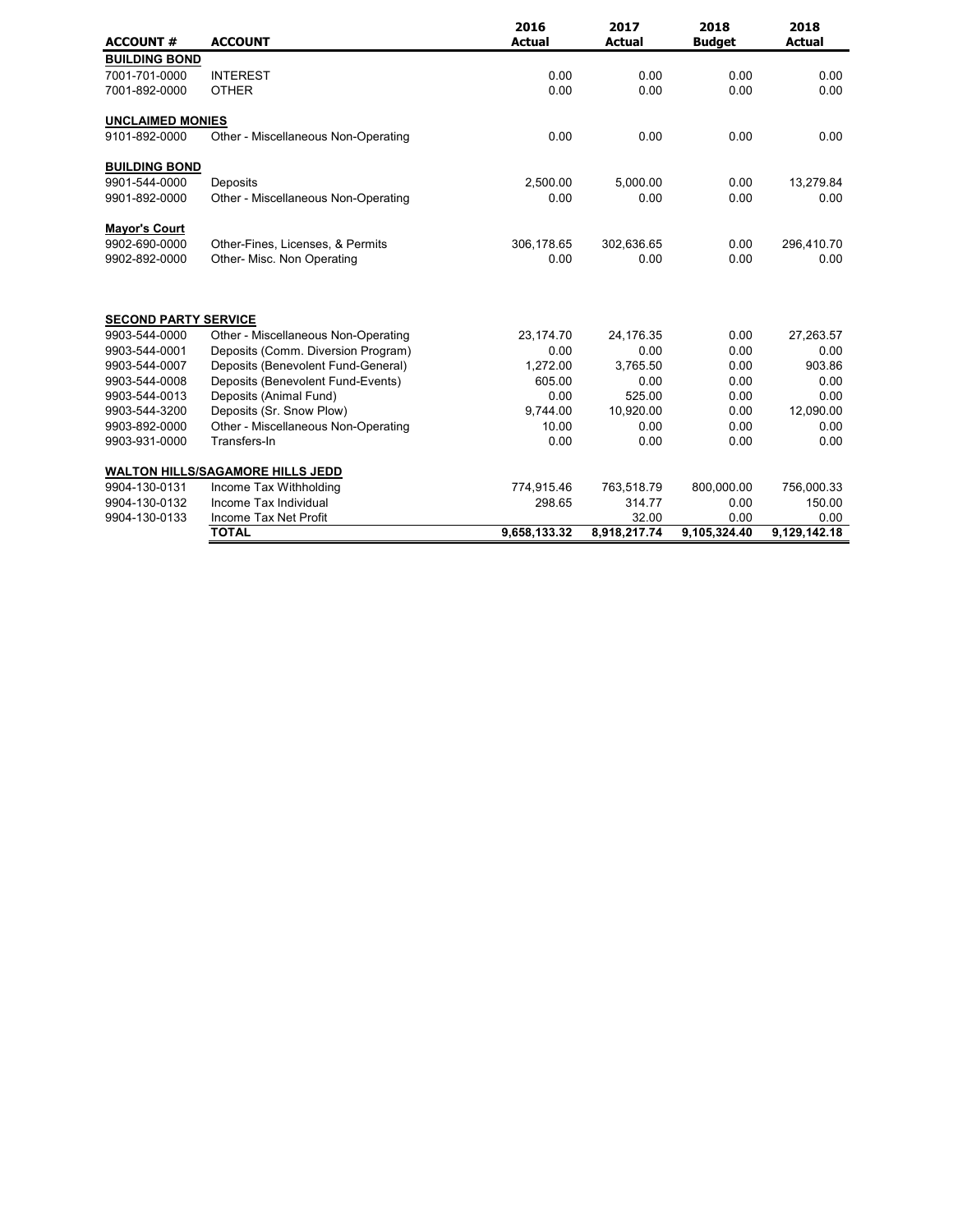| ACCOUNT # | ACCOUNT | 2016 Actual | 2017 Actual | 2018 Budget | 2018 Actual |
|---|---|---|---|---|---|
| **BUILDING BOND** | | | | | |
| 7001-701-0000 | INTEREST | 0.00 | 0.00 | 0.00 | 0.00 |
| 7001-892-0000 | OTHER | 0.00 | 0.00 | 0.00 | 0.00 |
| **UNCLAIMED MONIES** | | | | | |
| 9101-892-0000 | Other - Miscellaneous Non-Operating | 0.00 | 0.00 | 0.00 | 0.00 |
| **BUILDING BOND** | | | | | |
| 9901-544-0000 | Deposits | 2,500.00 | 5,000.00 | 0.00 | 13,279.84 |
| 9901-892-0000 | Other - Miscellaneous Non-Operating | 0.00 | 0.00 | 0.00 | 0.00 |
| **Mayor's Court** | | | | | |
| 9902-690-0000 | Other-Fines, Licenses, & Permits | 306,178.65 | 302,636.65 | 0.00 | 296,410.70 |
| 9902-892-0000 | Other- Misc. Non Operating | 0.00 | 0.00 | 0.00 | 0.00 |
| **SECOND PARTY SERVICE** | | | | | |
| 9903-544-0000 | Other - Miscellaneous Non-Operating | 23,174.70 | 24,176.35 | 0.00 | 27,263.57 |
| 9903-544-0001 | Deposits (Comm. Diversion Program) | 0.00 | 0.00 | 0.00 | 0.00 |
| 9903-544-0007 | Deposits (Benevolent Fund-General) | 1,272.00 | 3,765.50 | 0.00 | 903.86 |
| 9903-544-0008 | Deposits (Benevolent Fund-Events) | 605.00 | 0.00 | 0.00 | 0.00 |
| 9903-544-0013 | Deposits (Animal Fund) | 0.00 | 525.00 | 0.00 | 0.00 |
| 9903-544-3200 | Deposits (Sr. Snow Plow) | 9,744.00 | 10,920.00 | 0.00 | 12,090.00 |
| 9903-892-0000 | Other - Miscellaneous Non-Operating | 10.00 | 0.00 | 0.00 | 0.00 |
| 9903-931-0000 | Transfers-In | 0.00 | 0.00 | 0.00 | 0.00 |
| **WALTON HILLS/SAGAMORE HILLS JEDD** | | | | | |
| 9904-130-0131 | Income Tax Withholding | 774,915.46 | 763,518.79 | 800,000.00 | 756,000.33 |
| 9904-130-0132 | Income Tax Individual | 298.65 | 314.77 | 0.00 | 150.00 |
| 9904-130-0133 | Income Tax Net Profit | | 32.00 | 0.00 | 0.00 |
| | **TOTAL** | **9,658,133.32** | **8,918,217.74** | **9,105,324.40** | **9,129,142.18** |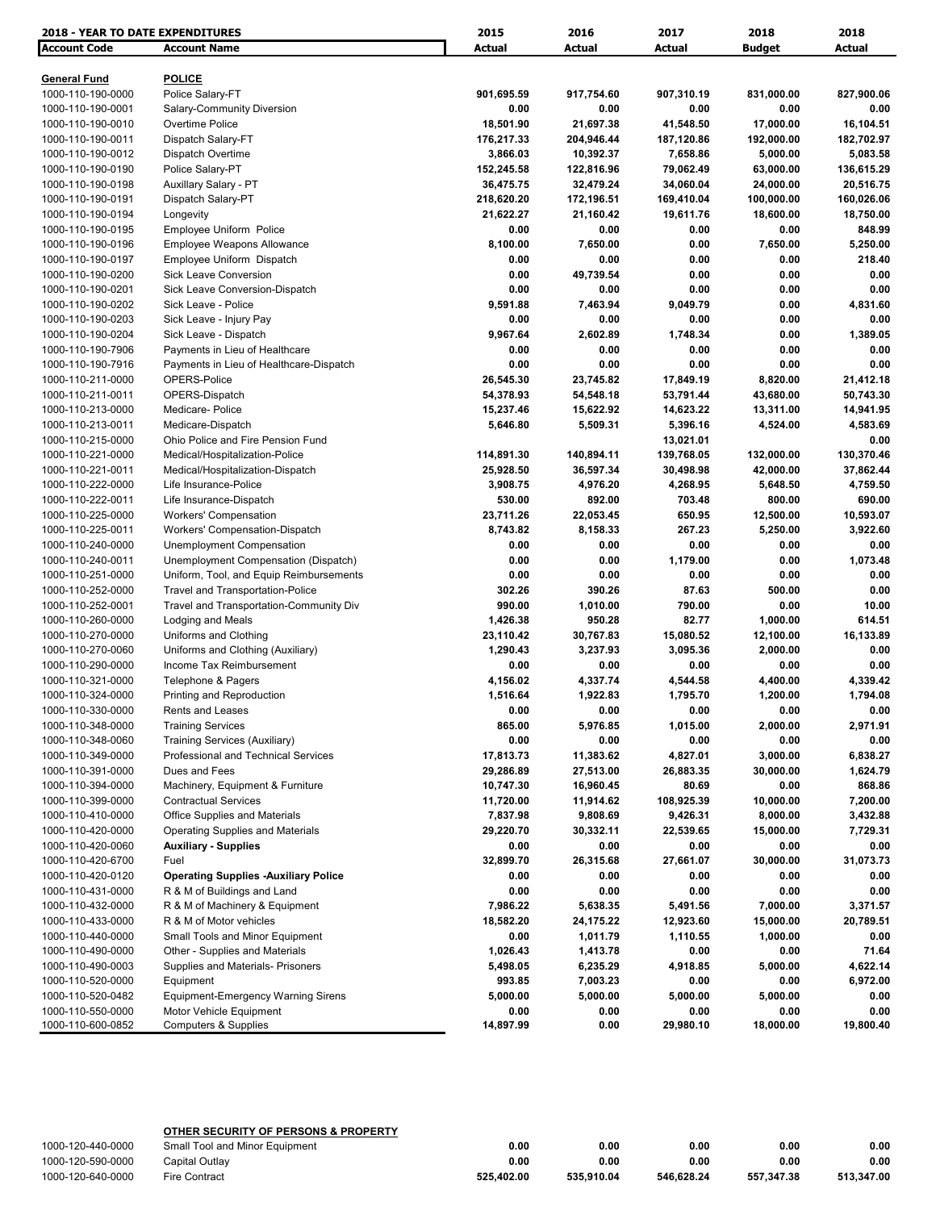| 2018 - YEAR TO DATE EXPENDITURES | | 2015 | 2016 | 2017 | 2018 | 2018 |
|---|---|---|---|---|---|---|
| **Account Code** | **Account Name** | **Actual** | **Actual** | **Actual** | **Budget** | **Actual** |
| **General Fund** | **POLICE** | | | | | |
| 1000-110-190-0000 | Police Salary-FT | **901,695.59** | **917,754.60** | **907,310.19** | **831,000.00** | **827,900.06** |
| 1000-110-190-0001 | Salary-Community Diversion | **0.00** | **0.00** | **0.00** | **0.00** | **0.00** |
| 1000-110-190-0010 | Overtime Police | **18,501.90** | **21,697.38** | **41,548.50** | **17,000.00** | **16,104.51** |
| 1000-110-190-0011 | Dispatch Salary-FT | **176,217.33** | **204,946.44** | **187,120.86** | **192,000.00** | **182,702.97** |
| 1000-110-190-0012 | Dispatch Overtime | **3,866.03** | **10,392.37** | **7,658.86** | **5,000.00** | **5,083.58** |
| 1000-110-190-0190 | Police Salary-PT | **152,245.58** | **122,816.96** | **79,062.49** | **63,000.00** | **136,615.29** |
| 1000-110-190-0198 | Auxillary Salary - PT | **36,475.75** | **32,479.24** | **34,060.04** | **24,000.00** | **20,516.75** |
| 1000-110-190-0191 | Dispatch Salary-PT | **218,620.20** | **172,196.51** | **169,410.04** | **100,000.00** | **160,026.06** |
| 1000-110-190-0194 | Longevity | **21,622.27** | **21,160.42** | **19,611.76** | **18,600.00** | **18,750.00** |
| 1000-110-190-0195 | Employee Uniform Police | **0.00** | **0.00** | **0.00** | **0.00** | **848.99** |
| 1000-110-190-0196 | Employee Weapons Allowance | **8,100.00** | **7,650.00** | **0.00** | **7,650.00** | **5,250.00** |
| 1000-110-190-0197 | Employee Uniform Dispatch | **0.00** | **0.00** | **0.00** | **0.00** | **218.40** |
| 1000-110-190-0200 | Sick Leave Conversion | **0.00** | **49,739.54** | **0.00** | **0.00** | **0.00** |
| 1000-110-190-0201 | Sick Leave Conversion-Dispatch | **0.00** | **0.00** | **0.00** | **0.00** | **0.00** |
| 1000-110-190-0202 | Sick Leave - Police | **9,591.88** | **7,463.94** | **9,049.79** | **0.00** | **4,831.60** |
| 1000-110-190-0203 | Sick Leave - Injury Pay | **0.00** | **0.00** | **0.00** | **0.00** | **0.00** |
| 1000-110-190-0204 | Sick Leave - Dispatch | **9,967.64** | **2,602.89** | **1,748.34** | **0.00** | **1,389.05** |
| 1000-110-190-7906 | Payments in Lieu of Healthcare | **0.00** | **0.00** | **0.00** | **0.00** | **0.00** |
| 1000-110-190-7916 | Payments in Lieu of Healthcare-Dispatch | **0.00** | **0.00** | **0.00** | **0.00** | **0.00** |
| 1000-110-211-0000 | OPERS-Police | **26,545.30** | **23,745.82** | **17,849.19** | **8,820.00** | **21,412.18** |
| 1000-110-211-0011 | OPERS-Dispatch | **54,378.93** | **54,548.18** | **53,791.44** | **43,680.00** | **50,743.30** |
| 1000-110-213-0000 | Medicare- Police | **15,237.46** | **15,622.92** | **14,623.22** | **13,311.00** | **14,941.95** |
| 1000-110-213-0011 | Medicare-Dispatch | **5,646.80** | **5,509.31** | **5,396.16** | **4,524.00** | **4,583.69** |
| 1000-110-215-0000 | Ohio Police and Fire Pension Fund | | | **13,021.01** | | **0.00** |
| 1000-110-221-0000 | Medical/Hospitalization-Police | **114,891.30** | **140,894.11** | **139,768.05** | **132,000.00** | **130,370.46** |
| 1000-110-221-0011 | Medical/Hospitalization-Dispatch | **25,928.50** | **36,597.34** | **30,498.98** | **42,000.00** | **37,862.44** |
| 1000-110-222-0000 | Life Insurance-Police | **3,908.75** | **4,976.20** | **4,268.95** | **5,648.50** | **4,759.50** |
| 1000-110-222-0011 | Life Insurance-Dispatch | **530.00** | **892.00** | **703.48** | **800.00** | **690.00** |
| 1000-110-225-0000 | Workers' Compensation | **23,711.26** | **22,053.45** | **650.95** | **12,500.00** | **10,593.07** |
| 1000-110-225-0011 | Workers' Compensation-Dispatch | **8,743.82** | **8,158.33** | **267.23** | **5,250.00** | **3,922.60** |
| 1000-110-240-0000 | Unemployment Compensation | **0.00** | **0.00** | **0.00** | **0.00** | **0.00** |
| 1000-110-240-0011 | Unemployment Compensation (Dispatch) | **0.00** | **0.00** | **1,179.00** | **0.00** | **1,073.48** |
| 1000-110-251-0000 | Uniform, Tool, and Equip Reimbursements | **0.00** | **0.00** | **0.00** | **0.00** | **0.00** |
| 1000-110-252-0000 | Travel and Transportation-Police | **302.26** | **390.26** | **87.63** | **500.00** | **0.00** |
| 1000-110-252-0001 | Travel and Transportation-Community Div | **990.00** | **1,010.00** | **790.00** | **0.00** | **10.00** |
| 1000-110-260-0000 | Lodging and Meals | **1,426.38** | **950.28** | **82.77** | **1,000.00** | **614.51** |
| 1000-110-270-0000 | Uniforms and Clothing | **23,110.42** | **30,767.83** | **15,080.52** | **12,100.00** | **16,133.89** |
| 1000-110-270-0060 | Uniforms and Clothing (Auxiliary) | **1,290.43** | **3,237.93** | **3,095.36** | **2,000.00** | **0.00** |
| 1000-110-290-0000 | Income Tax Reimbursement | **0.00** | **0.00** | **0.00** | **0.00** | **0.00** |
| 1000-110-321-0000 | Telephone & Pagers | **4,156.02** | **4,337.74** | **4,544.58** | **4,400.00** | **4,339.42** |
| 1000-110-324-0000 | Printing and Reproduction | **1,516.64** | **1,922.83** | **1,795.70** | **1,200.00** | **1,794.08** |
| 1000-110-330-0000 | Rents and Leases | **0.00** | **0.00** | **0.00** | **0.00** | **0.00** |
| 1000-110-348-0000 | Training Services | **865.00** | **5,976.85** | **1,015.00** | **2,000.00** | **2,971.91** |
| 1000-110-348-0060 | Training Services (Auxiliary) | **0.00** | **0.00** | **0.00** | **0.00** | **0.00** |
| 1000-110-349-0000 | Professional and Technical Services | **17,813.73** | **11,383.62** | **4,827.01** | **3,000.00** | **6,838.27** |
| 1000-110-391-0000 | Dues and Fees | **29,286.89** | **27,513.00** | **26,883.35** | **30,000.00** | **1,624.79** |
| 1000-110-394-0000 | Machinery, Equipment & Furniture | **10,747.30** | **16,960.45** | **80.69** | **0.00** | **868.86** |
| 1000-110-399-0000 | Contractual Services | **11,720.00** | **11,914.62** | **108,925.39** | **10,000.00** | **7,200.00** |
| 1000-110-410-0000 | Office Supplies and Materials | **7,837.98** | **9,808.69** | **9,426.31** | **8,000.00** | **3,432.88** |
| 1000-110-420-0000 | Operating Supplies and Materials | **29,220.70** | **30,332.11** | **22,539.65** | **15,000.00** | **7,729.31** |
| 1000-110-420-0060 | **Auxiliary - Supplies** | **0.00** | **0.00** | **0.00** | **0.00** | **0.00** |
| 1000-110-420-6700 | Fuel | **32,899.70** | **26,315.68** | **27,661.07** | **30,000.00** | **31,073.73** |
| 1000-110-420-0120 | **Operating Supplies -Auxiliary Police** | **0.00** | **0.00** | **0.00** | **0.00** | **0.00** |
| 1000-110-431-0000 | R & M of Buildings and Land | **0.00** | **0.00** | **0.00** | **0.00** | **0.00** |
| 1000-110-432-0000 | R & M of Machinery & Equipment | **7,986.22** | **5,638.35** | **5,491.56** | **7,000.00** | **3,371.57** |
| 1000-110-433-0000 | R & M of Motor vehicles | **18,582.20** | **24,175.22** | **12,923.60** | **15,000.00** | **20,789.51** |
| 1000-110-440-0000 | Small Tools and Minor Equipment | **0.00** | **1,011.79** | **1,110.55** | **1,000.00** | **0.00** |
| 1000-110-490-0000 | Other - Supplies and Materials | **1,026.43** | **1,413.78** | **0.00** | **0.00** | **71.64** |
| 1000-110-490-0003 | Supplies and Materials- Prisoners | **5,498.05** | **6,235.29** | **4,918.85** | **5,000.00** | **4,622.14** |
| 1000-110-520-0000 | Equipment | **993.85** | **7,003.23** | **0.00** | **0.00** | **6,972.00** |
| 1000-110-520-0482 | Equipment-Emergency Warning Sirens | **5,000.00** | **5,000.00** | **5,000.00** | **5,000.00** | **0.00** |
| 1000-110-550-0000 | Motor Vehicle Equipment | **0.00** | **0.00** | **0.00** | **0.00** | **0.00** |
| 1000-110-600-0852 | Computers & Supplies | **14,897.99** | **0.00** | **29,980.10** | **18,000.00** | **19,800.40** |

| | **OTHER SECURITY OF PERSONS & PROPERTY** | | | | | |
|---|---|---|---|---|---|---|
| 1000-120-440-0000 | Small Tool and Minor Equipment | **0.00** | **0.00** | **0.00** | **0.00** | **0.00** |
| 1000-120-590-0000 | Capital Outlay | **0.00** | **0.00** | **0.00** | **0.00** | **0.00** |
| 1000-120-640-0000 | Fire Contract | **525,402.00** | **535,910.04** | **546,628.24** | **557,347.38** | **513,347.00** |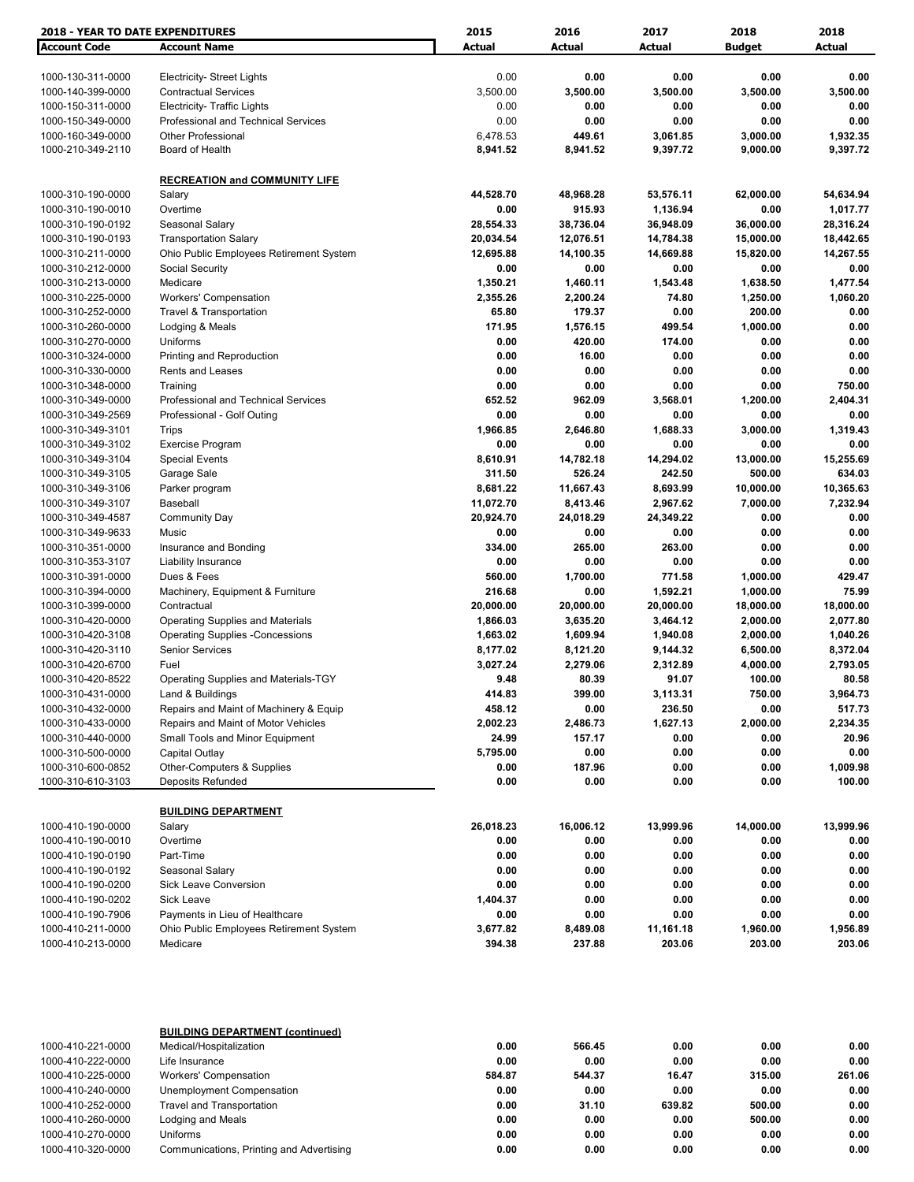| Account Code | Account Name | 2015 Actual | 2016 Actual | 2017 Actual | 2018 Budget | 2018 Actual |
|---|---|---|---|---|---|---|
| 1000-130-311-0000 | Electricity- Street Lights | 0.00 | **0.00** | **0.00** | **0.00** | **0.00** |
| 1000-140-399-0000 | Contractual Services | 3,500.00 | **3,500.00** | **3,500.00** | **3,500.00** | **3,500.00** |
| 1000-150-311-0000 | Electricity- Traffic Lights | 0.00 | **0.00** | **0.00** | **0.00** | **0.00** |
| 1000-150-349-0000 | Professional and Technical Services | 0.00 | **0.00** | **0.00** | **0.00** | **0.00** |
| 1000-160-349-0000 | Other Professional | 6,478.53 | **449.61** | **3,061.85** | **3,000.00** | **1,932.35** |
| 1000-210-349-2110 | Board of Health | **8,941.52** | **8,941.52** | **9,397.72** | **9,000.00** | **9,397.72** |
| | **RECREATION and COMMUNITY LIFE** | | | | | |
| 1000-310-190-0000 | Salary | **44,528.70** | **48,968.28** | **53,576.11** | **62,000.00** | **54,634.94** |
| 1000-310-190-0010 | Overtime | **0.00** | **915.93** | **1,136.94** | **0.00** | **1,017.77** |
| 1000-310-190-0192 | Seasonal Salary | **28,554.33** | **38,736.04** | **36,948.09** | **36,000.00** | **28,316.24** |
| 1000-310-190-0193 | Transportation Salary | **20,034.54** | **12,076.51** | **14,784.38** | **15,000.00** | **18,442.65** |
| 1000-310-211-0000 | Ohio Public Employees Retirement System | **12,695.88** | **14,100.35** | **14,669.88** | **15,820.00** | **14,267.55** |
| 1000-310-212-0000 | Social Security | **0.00** | **0.00** | **0.00** | **0.00** | **0.00** |
| 1000-310-213-0000 | Medicare | **1,350.21** | **1,460.11** | **1,543.48** | **1,638.50** | **1,477.54** |
| 1000-310-225-0000 | Workers' Compensation | **2,355.26** | **2,200.24** | **74.80** | **1,250.00** | **1,060.20** |
| 1000-310-252-0000 | Travel & Transportation | **65.80** | **179.37** | **0.00** | **200.00** | **0.00** |
| 1000-310-260-0000 | Lodging & Meals | **171.95** | **1,576.15** | **499.54** | **1,000.00** | **0.00** |
| 1000-310-270-0000 | Uniforms | **0.00** | **420.00** | **174.00** | **0.00** | **0.00** |
| 1000-310-324-0000 | Printing and Reproduction | **0.00** | **16.00** | **0.00** | **0.00** | **0.00** |
| 1000-310-330-0000 | Rents and Leases | **0.00** | **0.00** | **0.00** | **0.00** | **0.00** |
| 1000-310-348-0000 | Training | **0.00** | **0.00** | **0.00** | **0.00** | **750.00** |
| 1000-310-349-0000 | Professional and Technical Services | **652.52** | **962.09** | **3,568.01** | **1,200.00** | **2,404.31** |
| 1000-310-349-2569 | Professional - Golf Outing | **0.00** | **0.00** | **0.00** | **0.00** | **0.00** |
| 1000-310-349-3101 | Trips | **1,966.85** | **2,646.80** | **1,688.33** | **3,000.00** | **1,319.43** |
| 1000-310-349-3102 | Exercise Program | **0.00** | **0.00** | **0.00** | **0.00** | **0.00** |
| 1000-310-349-3104 | Special Events | **8,610.91** | **14,782.18** | **14,294.02** | **13,000.00** | **15,255.69** |
| 1000-310-349-3105 | Garage Sale | **311.50** | **526.24** | **242.50** | **500.00** | **634.03** |
| 1000-310-349-3106 | Parker program | **8,681.22** | **11,667.43** | **8,693.99** | **10,000.00** | **10,365.63** |
| 1000-310-349-3107 | Baseball | **11,072.70** | **8,413.46** | **2,967.62** | **7,000.00** | **7,232.94** |
| 1000-310-349-4587 | Community Day | **20,924.70** | **24,018.29** | **24,349.22** | **0.00** | **0.00** |
| 1000-310-349-9633 | Music | **0.00** | **0.00** | **0.00** | **0.00** | **0.00** |
| 1000-310-351-0000 | Insurance and Bonding | **334.00** | **265.00** | **263.00** | **0.00** | **0.00** |
| 1000-310-353-3107 | Liability Insurance | **0.00** | **0.00** | **0.00** | **0.00** | **0.00** |
| 1000-310-391-0000 | Dues & Fees | **560.00** | **1,700.00** | **771.58** | **1,000.00** | **429.47** |
| 1000-310-394-0000 | Machinery, Equipment & Furniture | **216.68** | **0.00** | **1,592.21** | **1,000.00** | **75.99** |
| 1000-310-399-0000 | Contractual | **20,000.00** | **20,000.00** | **20,000.00** | **18,000.00** | **18,000.00** |
| 1000-310-420-0000 | Operating Supplies and Materials | **1,866.03** | **3,635.20** | **3,464.12** | **2,000.00** | **2,077.80** |
| 1000-310-420-3108 | Operating Supplies -Concessions | **1,663.02** | **1,609.94** | **1,940.08** | **2,000.00** | **1,040.26** |
| 1000-310-420-3110 | Senior Services | **8,177.02** | **8,121.20** | **9,144.32** | **6,500.00** | **8,372.04** |
| 1000-310-420-6700 | Fuel | **3,027.24** | **2,279.06** | **2,312.89** | **4,000.00** | **2,793.05** |
| 1000-310-420-8522 | Operating Supplies and Materials-TGY | **9.48** | **80.39** | **91.07** | **100.00** | **80.58** |
| 1000-310-431-0000 | Land & Buildings | **414.83** | **399.00** | **3,113.31** | **750.00** | **3,964.73** |
| 1000-310-432-0000 | Repairs and Maint of Machinery & Equip | **458.12** | **0.00** | **236.50** | **0.00** | **517.73** |
| 1000-310-433-0000 | Repairs and Maint of Motor Vehicles | **2,002.23** | **2,486.73** | **1,627.13** | **2,000.00** | **2,234.35** |
| 1000-310-440-0000 | Small Tools and Minor Equipment | **24.99** | **157.17** | **0.00** | **0.00** | **20.96** |
| 1000-310-500-0000 | Capital Outlay | **5,795.00** | **0.00** | **0.00** | **0.00** | **0.00** |
| 1000-310-600-0852 | Other-Computers & Supplies | **0.00** | **187.96** | **0.00** | **0.00** | **1,009.98** |
| 1000-310-610-3103 | Deposits Refunded | **0.00** | **0.00** | **0.00** | **0.00** | **100.00** |
| | **BUILDING DEPARTMENT** | | | | | |
| 1000-410-190-0000 | Salary | **26,018.23** | **16,006.12** | **13,999.96** | **14,000.00** | **13,999.96** |
| 1000-410-190-0010 | Overtime | **0.00** | **0.00** | **0.00** | **0.00** | **0.00** |
| 1000-410-190-0190 | Part-Time | **0.00** | **0.00** | **0.00** | **0.00** | **0.00** |
| 1000-410-190-0192 | Seasonal Salary | **0.00** | **0.00** | **0.00** | **0.00** | **0.00** |
| 1000-410-190-0200 | Sick Leave Conversion | **0.00** | **0.00** | **0.00** | **0.00** | **0.00** |
| 1000-410-190-0202 | Sick Leave | **1,404.37** | **0.00** | **0.00** | **0.00** | **0.00** |
| 1000-410-190-7906 | Payments in Lieu of Healthcare | **0.00** | **0.00** | **0.00** | **0.00** | **0.00** |
| 1000-410-211-0000 | Ohio Public Employees Retirement System | **3,677.82** | **8,489.08** | **11,161.18** | **1,960.00** | **1,956.89** |
| 1000-410-213-0000 | Medicare | **394.38** | **237.88** | **203.06** | **203.00** | **203.06** |
| | **BUILDING DEPARTMENT (continued)** | | | | | |
| 1000-410-221-0000 | Medical/Hospitalization | **0.00** | **566.45** | **0.00** | **0.00** | **0.00** |
| 1000-410-222-0000 | Life Insurance | **0.00** | **0.00** | **0.00** | **0.00** | **0.00** |
| 1000-410-225-0000 | Workers' Compensation | **584.87** | **544.37** | **16.47** | **315.00** | **261.06** |
| 1000-410-240-0000 | Unemployment Compensation | **0.00** | **0.00** | **0.00** | **0.00** | **0.00** |
| 1000-410-252-0000 | Travel and Transportation | **0.00** | **31.10** | **639.82** | **500.00** | **0.00** |
| 1000-410-260-0000 | Lodging and Meals | **0.00** | **0.00** | **0.00** | **500.00** | **0.00** |
| 1000-410-270-0000 | Uniforms | **0.00** | **0.00** | **0.00** | **0.00** | **0.00** |
| 1000-410-320-0000 | Communications, Printing and Advertising | **0.00** | **0.00** | **0.00** | **0.00** | **0.00** |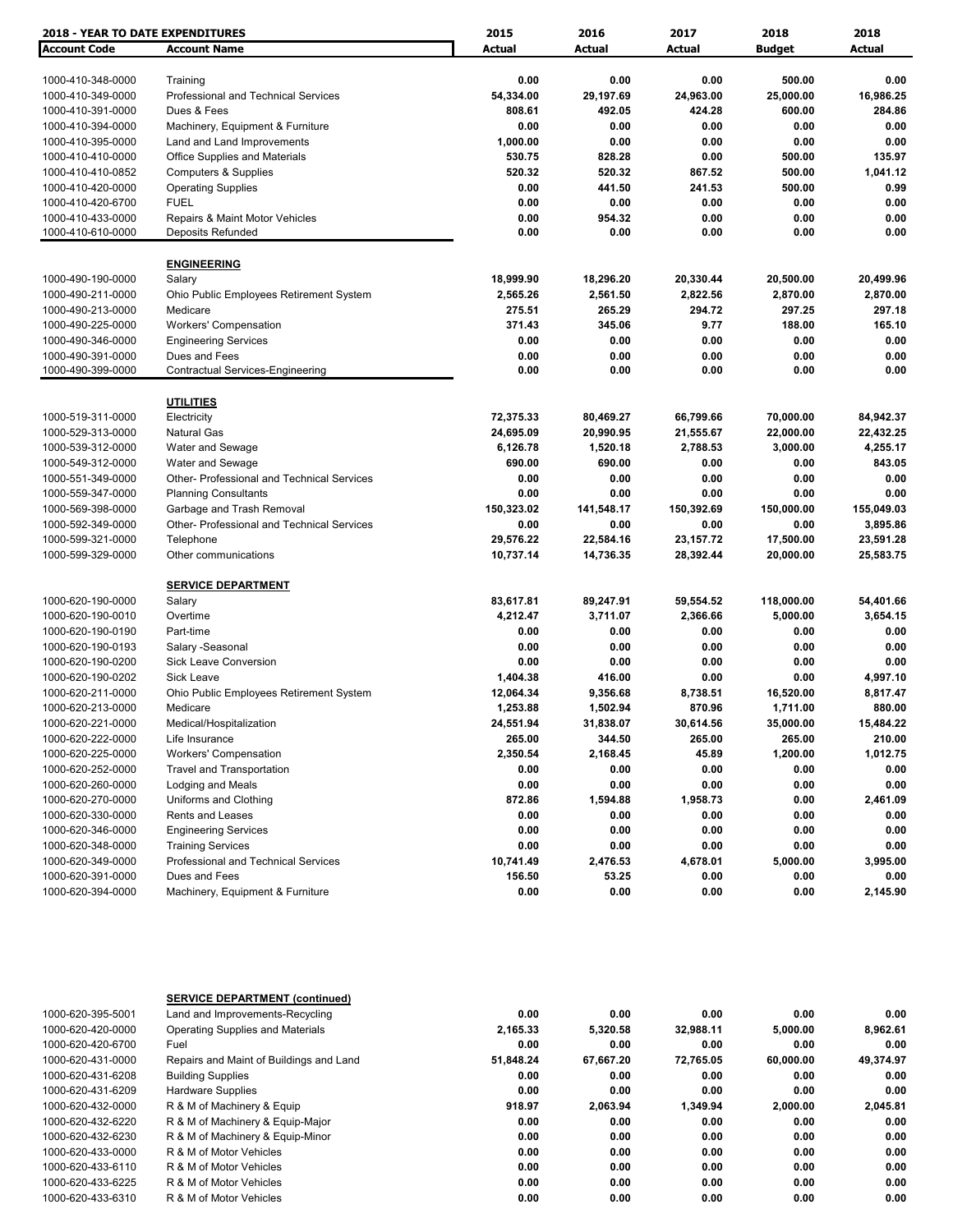| 2018 - YEAR TO DATE EXPENDITURES | | 2015 | 2016 | 2017 | 2018 | 2018 |
|---|---|---|---|---|---|---|
| **Account Code** | **Account Name** | **Actual** | **Actual** | **Actual** | **Budget** | **Actual** |
| 1000-410-348-0000 | Training | 0.00 | 0.00 | 0.00 | 500.00 | 0.00 |
| 1000-410-349-0000 | Professional and Technical Services | 54,334.00 | 29,197.69 | 24,963.00 | 25,000.00 | 16,986.25 |
| 1000-410-391-0000 | Dues & Fees | 808.61 | 492.05 | 424.28 | 600.00 | 284.86 |
| 1000-410-394-0000 | Machinery, Equipment & Furniture | 0.00 | 0.00 | 0.00 | 0.00 | 0.00 |
| 1000-410-395-0000 | Land and Land Improvements | 1,000.00 | 0.00 | 0.00 | 0.00 | 0.00 |
| 1000-410-410-0000 | Office Supplies and Materials | 530.75 | 828.28 | 0.00 | 500.00 | 135.97 |
| 1000-410-410-0852 | Computers & Supplies | 520.32 | 520.32 | 867.52 | 500.00 | 1,041.12 |
| 1000-410-420-0000 | Operating Supplies | 0.00 | 441.50 | 241.53 | 500.00 | 0.99 |
| 1000-410-420-6700 | FUEL | 0.00 | 0.00 | 0.00 | 0.00 | 0.00 |
| 1000-410-433-0000 | Repairs & Maint Motor Vehicles | 0.00 | 954.32 | 0.00 | 0.00 | 0.00 |
| 1000-410-610-0000 | Deposits Refunded | 0.00 | 0.00 | 0.00 | 0.00 | 0.00 |
| | **ENGINEERING** | | | | | |
| 1000-490-190-0000 | Salary | 18,999.90 | 18,296.20 | 20,330.44 | 20,500.00 | 20,499.96 |
| 1000-490-211-0000 | Ohio Public Employees Retirement System | 2,565.26 | 2,561.50 | 2,822.56 | 2,870.00 | 2,870.00 |
| 1000-490-213-0000 | Medicare | 275.51 | 265.29 | 294.72 | 297.25 | 297.18 |
| 1000-490-225-0000 | Workers' Compensation | 371.43 | 345.06 | 9.77 | 188.00 | 165.10 |
| 1000-490-346-0000 | Engineering Services | 0.00 | 0.00 | 0.00 | 0.00 | 0.00 |
| 1000-490-391-0000 | Dues and Fees | 0.00 | 0.00 | 0.00 | 0.00 | 0.00 |
| 1000-490-399-0000 | Contractual Services-Engineering | 0.00 | 0.00 | 0.00 | 0.00 | 0.00 |
| | **UTILITIES** | | | | | |
| 1000-519-311-0000 | Electricity | 72,375.33 | 80,469.27 | 66,799.66 | 70,000.00 | 84,942.37 |
| 1000-529-313-0000 | Natural Gas | 24,695.09 | 20,990.95 | 21,555.67 | 22,000.00 | 22,432.25 |
| 1000-539-312-0000 | Water and Sewage | 6,126.78 | 1,520.18 | 2,788.53 | 3,000.00 | 4,255.17 |
| 1000-549-312-0000 | Water and Sewage | 690.00 | 690.00 | 0.00 | 0.00 | 843.05 |
| 1000-551-349-0000 | Other- Professional and Technical Services | 0.00 | 0.00 | 0.00 | 0.00 | 0.00 |
| 1000-559-347-0000 | Planning Consultants | 0.00 | 0.00 | 0.00 | 0.00 | 0.00 |
| 1000-569-398-0000 | Garbage and Trash Removal | 150,323.02 | 141,548.17 | 150,392.69 | 150,000.00 | 155,049.03 |
| 1000-592-349-0000 | Other- Professional and Technical Services | 0.00 | 0.00 | 0.00 | 0.00 | 3,895.86 |
| 1000-599-321-0000 | Telephone | 29,576.22 | 22,584.16 | 23,157.72 | 17,500.00 | 23,591.28 |
| 1000-599-329-0000 | Other communications | 10,737.14 | 14,736.35 | 28,392.44 | 20,000.00 | 25,583.75 |
| | **SERVICE DEPARTMENT** | | | | | |
| 1000-620-190-0000 | Salary | 83,617.81 | 89,247.91 | 59,554.52 | 118,000.00 | 54,401.66 |
| 1000-620-190-0010 | Overtime | 4,212.47 | 3,711.07 | 2,366.66 | 5,000.00 | 3,654.15 |
| 1000-620-190-0190 | Part-time | 0.00 | 0.00 | 0.00 | 0.00 | 0.00 |
| 1000-620-190-0193 | Salary -Seasonal | 0.00 | 0.00 | 0.00 | 0.00 | 0.00 |
| 1000-620-190-0200 | Sick Leave Conversion | 0.00 | 0.00 | 0.00 | 0.00 | 0.00 |
| 1000-620-190-0202 | Sick Leave | 1,404.38 | 416.00 | 0.00 | 0.00 | 4,997.10 |
| 1000-620-211-0000 | Ohio Public Employees Retirement System | 12,064.34 | 9,356.68 | 8,738.51 | 16,520.00 | 8,817.47 |
| 1000-620-213-0000 | Medicare | 1,253.88 | 1,502.94 | 870.96 | 1,711.00 | 880.00 |
| 1000-620-221-0000 | Medical/Hospitalization | 24,551.94 | 31,838.07 | 30,614.56 | 35,000.00 | 15,484.22 |
| 1000-620-222-0000 | Life Insurance | 265.00 | 344.50 | 265.00 | 265.00 | 210.00 |
| 1000-620-225-0000 | Workers' Compensation | 2,350.54 | 2,168.45 | 45.89 | 1,200.00 | 1,012.75 |
| 1000-620-252-0000 | Travel and Transportation | 0.00 | 0.00 | 0.00 | 0.00 | 0.00 |
| 1000-620-260-0000 | Lodging and Meals | 0.00 | 0.00 | 0.00 | 0.00 | 0.00 |
| 1000-620-270-0000 | Uniforms and Clothing | 872.86 | 1,594.88 | 1,958.73 | 0.00 | 2,461.09 |
| 1000-620-330-0000 | Rents and Leases | 0.00 | 0.00 | 0.00 | 0.00 | 0.00 |
| 1000-620-346-0000 | Engineering Services | 0.00 | 0.00 | 0.00 | 0.00 | 0.00 |
| 1000-620-348-0000 | Training Services | 0.00 | 0.00 | 0.00 | 0.00 | 0.00 |
| 1000-620-349-0000 | Professional and Technical Services | 10,741.49 | 2,476.53 | 4,678.01 | 5,000.00 | 3,995.00 |
| 1000-620-391-0000 | Dues and Fees | 156.50 | 53.25 | 0.00 | 0.00 | 0.00 |
| 1000-620-394-0000 | Machinery, Equipment & Furniture | 0.00 | 0.00 | 0.00 | 0.00 | 2,145.90 |
| | **SERVICE DEPARTMENT (continued)** | | | | | |
| 1000-620-395-5001 | Land and Improvements-Recycling | 0.00 | 0.00 | 0.00 | 0.00 | 0.00 |
| 1000-620-420-0000 | Operating Supplies and Materials | 2,165.33 | 5,320.58 | 32,988.11 | 5,000.00 | 8,962.61 |
| 1000-620-420-6700 | Fuel | 0.00 | 0.00 | 0.00 | 0.00 | 0.00 |
| 1000-620-431-0000 | Repairs and Maint of Buildings and Land | 51,848.24 | 67,667.20 | 72,765.05 | 60,000.00 | 49,374.97 |
| 1000-620-431-6208 | Building Supplies | 0.00 | 0.00 | 0.00 | 0.00 | 0.00 |
| 1000-620-431-6209 | Hardware Supplies | 0.00 | 0.00 | 0.00 | 0.00 | 0.00 |
| 1000-620-432-0000 | R & M of Machinery & Equip | 918.97 | 2,063.94 | 1,349.94 | 2,000.00 | 2,045.81 |
| 1000-620-432-6220 | R & M of Machinery & Equip-Major | 0.00 | 0.00 | 0.00 | 0.00 | 0.00 |
| 1000-620-432-6230 | R & M of Machinery & Equip-Minor | 0.00 | 0.00 | 0.00 | 0.00 | 0.00 |
| 1000-620-433-0000 | R & M of Motor Vehicles | 0.00 | 0.00 | 0.00 | 0.00 | 0.00 |
| 1000-620-433-6110 | R & M of Motor Vehicles | 0.00 | 0.00 | 0.00 | 0.00 | 0.00 |
| 1000-620-433-6225 | R & M of Motor Vehicles | 0.00 | 0.00 | 0.00 | 0.00 | 0.00 |
| 1000-620-433-6310 | R & M of Motor Vehicles | 0.00 | 0.00 | 0.00 | 0.00 | 0.00 |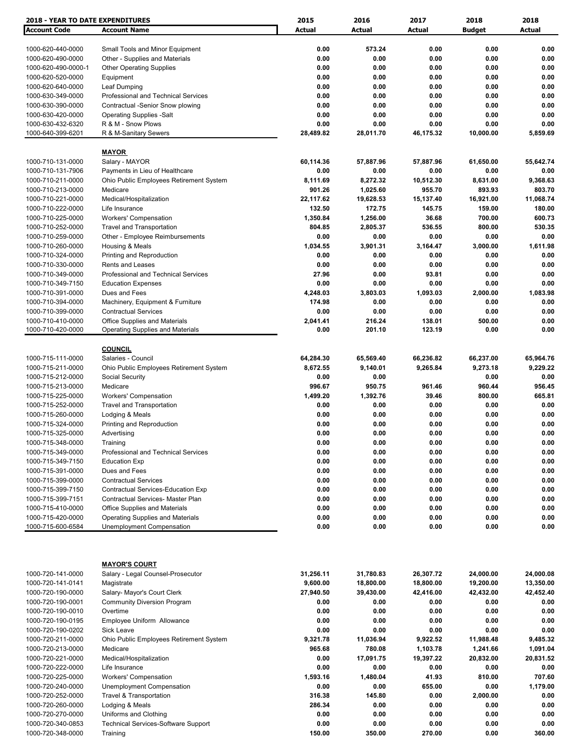| 2018 - YEAR TO DATE EXPENDITURES | | 2015 | 2016 | 2017 | 2018 | 2018 |
|---|---|---|---|---|---|---|
| **Account Code** | **Account Name** | **Actual** | **Actual** | **Actual** | **Budget** | **Actual** |
| 1000-620-440-0000 | Small Tools and Minor Equipment | 0.00 | 573.24 | 0.00 | 0.00 | 0.00 |
| 1000-620-490-0000 | Other - Supplies and Materials | 0.00 | 0.00 | 0.00 | 0.00 | 0.00 |
| 1000-620-490-0000-1 | Other Operating Supplies | 0.00 | 0.00 | 0.00 | 0.00 | 0.00 |
| 1000-620-520-0000 | Equipment | 0.00 | 0.00 | 0.00 | 0.00 | 0.00 |
| 1000-620-640-0000 | Leaf Dumping | 0.00 | 0.00 | 0.00 | 0.00 | 0.00 |
| 1000-630-349-0000 | Professional and Technical Services | 0.00 | 0.00 | 0.00 | 0.00 | 0.00 |
| 1000-630-390-0000 | Contractual -Senior Snow plowing | 0.00 | 0.00 | 0.00 | 0.00 | 0.00 |
| 1000-630-420-0000 | Operating Supplies -Salt | 0.00 | 0.00 | 0.00 | 0.00 | 0.00 |
| 1000-630-432-6320 | R & M - Snow Plows | 0.00 | 0.00 | 0.00 | 0.00 | 0.00 |
| 1000-640-399-6201 | R & M-Sanitary Sewers | 28,489.82 | 28,011.70 | 46,175.32 | 10,000.00 | 5,859.69 |
| | **MAYOR** | | | | | |
| 1000-710-131-0000 | Salary - MAYOR | 60,114.36 | 57,887.96 | 57,887.96 | 61,650.00 | 55,642.74 |
| 1000-710-131-7906 | Payments in Lieu of Healthcare | 0.00 | 0.00 | 0.00 | 0.00 | 0.00 |
| 1000-710-211-0000 | Ohio Public Employees Retirement System | 8,111.69 | 8,272.32 | 10,512.30 | 8,631.00 | 9,368.63 |
| 1000-710-213-0000 | Medicare | 901.26 | 1,025.60 | 955.70 | 893.93 | 803.70 |
| 1000-710-221-0000 | Medical/Hospitalization | 22,117.62 | 19,628.53 | 15,137.40 | 16,921.00 | 11,068.74 |
| 1000-710-222-0000 | Life Insurance | 132.50 | 172.75 | 145.75 | 159.00 | 180.00 |
| 1000-710-225-0000 | Workers' Compensation | 1,350.84 | 1,256.00 | 36.68 | 700.00 | 600.73 |
| 1000-710-252-0000 | Travel and Transportation | 804.85 | 2,805.37 | 536.55 | 800.00 | 530.35 |
| 1000-710-259-0000 | Other - Employee Reimbursements | 0.00 | 0.00 | 0.00 | 0.00 | 0.00 |
| 1000-710-260-0000 | Housing & Meals | 1,034.55 | 3,901.31 | 3,164.47 | 3,000.00 | 1,611.98 |
| 1000-710-324-0000 | Printing and Reproduction | 0.00 | 0.00 | 0.00 | 0.00 | 0.00 |
| 1000-710-330-0000 | Rents and Leases | 0.00 | 0.00 | 0.00 | 0.00 | 0.00 |
| 1000-710-349-0000 | Professional and Technical Services | 27.96 | 0.00 | 93.81 | 0.00 | 0.00 |
| 1000-710-349-7150 | Education Expenses | 0.00 | 0.00 | 0.00 | 0.00 | 0.00 |
| 1000-710-391-0000 | Dues and Fees | 4,248.03 | 3,803.03 | 1,093.03 | 2,000.00 | 1,083.98 |
| 1000-710-394-0000 | Machinery, Equipment & Furniture | 174.98 | 0.00 | 0.00 | 0.00 | 0.00 |
| 1000-710-399-0000 | Contractual Services | 0.00 | 0.00 | 0.00 | 0.00 | 0.00 |
| 1000-710-410-0000 | Office Supplies and Materials | 2,041.41 | 216.24 | 138.01 | 500.00 | 0.00 |
| 1000-710-420-0000 | Operating Supplies and Materials | 0.00 | 201.10 | 123.19 | 0.00 | 0.00 |
| | **COUNCIL** | | | | | |
| 1000-715-111-0000 | Salaries - Council | 64,284.30 | 65,569.40 | 66,236.82 | 66,237.00 | 65,964.76 |
| 1000-715-211-0000 | Ohio Public Employees Retirement System | 8,672.55 | 9,140.01 | 9,265.84 | 9,273.18 | 9,229.22 |
| 1000-715-212-0000 | Social Security | 0.00 | 0.00 | | 0.00 | 0.00 |
| 1000-715-213-0000 | Medicare | 996.67 | 950.75 | 961.46 | 960.44 | 956.45 |
| 1000-715-225-0000 | Workers' Compensation | 1,499.20 | 1,392.76 | 39.46 | 800.00 | 665.81 |
| 1000-715-252-0000 | Travel and Transportation | 0.00 | 0.00 | 0.00 | 0.00 | 0.00 |
| 1000-715-260-0000 | Lodging & Meals | 0.00 | 0.00 | 0.00 | 0.00 | 0.00 |
| 1000-715-324-0000 | Printing and Reproduction | 0.00 | 0.00 | 0.00 | 0.00 | 0.00 |
| 1000-715-325-0000 | Advertising | 0.00 | 0.00 | 0.00 | 0.00 | 0.00 |
| 1000-715-348-0000 | Training | 0.00 | 0.00 | 0.00 | 0.00 | 0.00 |
| 1000-715-349-0000 | Professional and Technical Services | 0.00 | 0.00 | 0.00 | 0.00 | 0.00 |
| 1000-715-349-7150 | Education Exp | 0.00 | 0.00 | 0.00 | 0.00 | 0.00 |
| 1000-715-391-0000 | Dues and Fees | 0.00 | 0.00 | 0.00 | 0.00 | 0.00 |
| 1000-715-399-0000 | Contractual Services | 0.00 | 0.00 | 0.00 | 0.00 | 0.00 |
| 1000-715-399-7150 | Contractual Services-Education Exp | 0.00 | 0.00 | 0.00 | 0.00 | 0.00 |
| 1000-715-399-7151 | Contractual Services- Master Plan | 0.00 | 0.00 | 0.00 | 0.00 | 0.00 |
| 1000-715-410-0000 | Office Supplies and Materials | 0.00 | 0.00 | 0.00 | 0.00 | 0.00 |
| 1000-715-420-0000 | Operating Supplies and Materials | 0.00 | 0.00 | 0.00 | 0.00 | 0.00 |
| 1000-715-600-6584 | Unemployment Compensation | 0.00 | 0.00 | 0.00 | 0.00 | 0.00 |
| | **MAYOR'S COURT** | | | | | |
| 1000-720-141-0000 | Salary - Legal Counsel-Prosecutor | 31,256.11 | 31,780.83 | 26,307.72 | 24,000.00 | 24,000.08 |
| 1000-720-141-0141 | Magistrate | 9,600.00 | 18,800.00 | 18,800.00 | 19,200.00 | 13,350.00 |
| 1000-720-190-0000 | Salary- Mayor's Court Clerk | 27,940.50 | 39,430.00 | 42,416.00 | 42,432.00 | 42,452.40 |
| 1000-720-190-0001 | Community Diversion Program | 0.00 | 0.00 | 0.00 | 0.00 | 0.00 |
| 1000-720-190-0010 | Overtime | 0.00 | 0.00 | 0.00 | 0.00 | 0.00 |
| 1000-720-190-0195 | Employee Uniform Allowance | 0.00 | 0.00 | 0.00 | 0.00 | 0.00 |
| 1000-720-190-0202 | Sick Leave | 0.00 | 0.00 | 0.00 | 0.00 | 0.00 |
| 1000-720-211-0000 | Ohio Public Employees Retirement System | 9,321.78 | 11,036.94 | 9,922.52 | 11,988.48 | 9,485.32 |
| 1000-720-213-0000 | Medicare | 965.68 | 780.08 | 1,103.78 | 1,241.66 | 1,091.04 |
| 1000-720-221-0000 | Medical/Hospitalization | 0.00 | 17,091.75 | 19,397.22 | 20,832.00 | 20,831.52 |
| 1000-720-222-0000 | Life Insurance | 0.00 | 0.00 | 0.00 | 0.00 | 0.00 |
| 1000-720-225-0000 | Workers' Compensation | 1,593.16 | 1,480.04 | 41.93 | 810.00 | 707.60 |
| 1000-720-240-0000 | Unemployment Compensation | 0.00 | 0.00 | 655.00 | 0.00 | 1,179.00 |
| 1000-720-252-0000 | Travel & Transportation | 316.38 | 145.80 | 0.00 | 2,000.00 | 0.00 |
| 1000-720-260-0000 | Lodging & Meals | 286.34 | 0.00 | 0.00 | 0.00 | 0.00 |
| 1000-720-270-0000 | Uniforms and Clothing | 0.00 | 0.00 | 0.00 | 0.00 | 0.00 |
| 1000-720-340-0853 | Technical Services-Software Support | 0.00 | 0.00 | 0.00 | 0.00 | 0.00 |
| 1000-720-348-0000 | Training | 150.00 | 350.00 | 270.00 | 0.00 | 360.00 |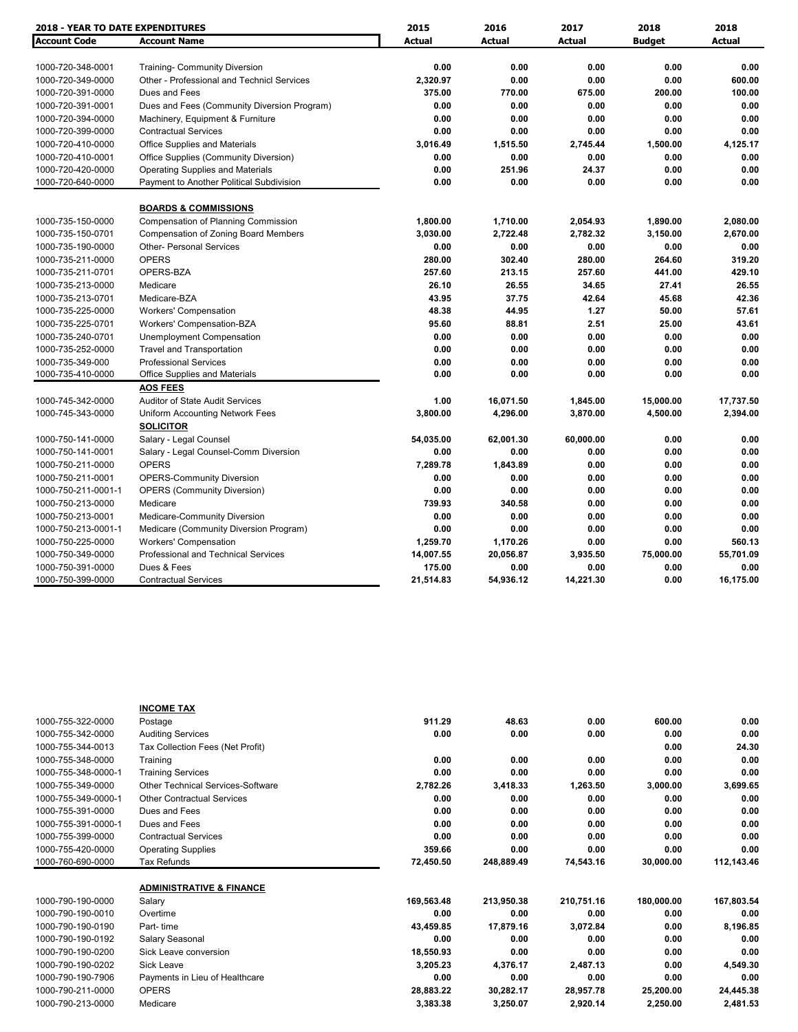| 2018 - YEAR TO DATE EXPENDITURES | | 2015 | 2016 | 2017 | 2018 | 2018 |
|---|---|---|---|---|---|---|
| **Account Code** | **Account Name** | **Actual** | **Actual** | **Actual** | **Budget** | **Actual** |
| 1000-720-348-0001 | Training- Community Diversion | 0.00 | 0.00 | 0.00 | 0.00 | 0.00 |
| 1000-720-349-0000 | Other - Professional and Technicl Services | 2,320.97 | 0.00 | 0.00 | 0.00 | 600.00 |
| 1000-720-391-0000 | Dues and Fees | 375.00 | 770.00 | 675.00 | 200.00 | 100.00 |
| 1000-720-391-0001 | Dues and Fees (Community Diversion Program) | 0.00 | 0.00 | 0.00 | 0.00 | 0.00 |
| 1000-720-394-0000 | Machinery, Equipment & Furniture | 0.00 | 0.00 | 0.00 | 0.00 | 0.00 |
| 1000-720-399-0000 | Contractual Services | 0.00 | 0.00 | 0.00 | 0.00 | 0.00 |
| 1000-720-410-0000 | Office Supplies and Materials | 3,016.49 | 1,515.50 | 2,745.44 | 1,500.00 | 4,125.17 |
| 1000-720-410-0001 | Office Supplies (Community Diversion) | 0.00 | 0.00 | 0.00 | 0.00 | 0.00 |
| 1000-720-420-0000 | Operating Supplies and Materials | 0.00 | 251.96 | 24.37 | 0.00 | 0.00 |
| 1000-720-640-0000 | Payment to Another Political Subdivision | 0.00 | 0.00 | 0.00 | 0.00 | 0.00 |
| | **BOARDS & COMMISSIONS** | | | | | |
| 1000-735-150-0000 | Compensation of Planning Commission | 1,800.00 | 1,710.00 | 2,054.93 | 1,890.00 | 2,080.00 |
| 1000-735-150-0701 | Compensation of Zoning Board Members | 3,030.00 | 2,722.48 | 2,782.32 | 3,150.00 | 2,670.00 |
| 1000-735-190-0000 | Other- Personal Services | 0.00 | 0.00 | 0.00 | 0.00 | 0.00 |
| 1000-735-211-0000 | OPERS | 280.00 | 302.40 | 280.00 | 264.60 | 319.20 |
| 1000-735-211-0701 | OPERS-BZA | 257.60 | 213.15 | 257.60 | 441.00 | 429.10 |
| 1000-735-213-0000 | Medicare | 26.10 | 26.55 | 34.65 | 27.41 | 26.55 |
| 1000-735-213-0701 | Medicare-BZA | 43.95 | 37.75 | 42.64 | 45.68 | 42.36 |
| 1000-735-225-0000 | Workers' Compensation | 48.38 | 44.95 | 1.27 | 50.00 | 57.61 |
| 1000-735-225-0701 | Workers' Compensation-BZA | 95.60 | 88.81 | 2.51 | 25.00 | 43.61 |
| 1000-735-240-0701 | Unemployment Compensation | 0.00 | 0.00 | 0.00 | 0.00 | 0.00 |
| 1000-735-252-0000 | Travel and Transportation | 0.00 | 0.00 | 0.00 | 0.00 | 0.00 |
| 1000-735-349-000 | Professional Services | 0.00 | 0.00 | 0.00 | 0.00 | 0.00 |
| 1000-735-410-0000 | Office Supplies and Materials | 0.00 | 0.00 | 0.00 | 0.00 | 0.00 |
| | **AOS FEES** | | | | | |
| 1000-745-342-0000 | Auditor of State Audit Services | 1.00 | 16,071.50 | 1,845.00 | 15,000.00 | 17,737.50 |
| 1000-745-343-0000 | Uniform Accounting Network Fees | 3,800.00 | 4,296.00 | 3,870.00 | 4,500.00 | 2,394.00 |
| | **SOLICITOR** | | | | | |
| 1000-750-141-0000 | Salary - Legal Counsel | 54,035.00 | 62,001.30 | 60,000.00 | 0.00 | 0.00 |
| 1000-750-141-0001 | Salary - Legal Counsel-Comm Diversion | 0.00 | 0.00 | 0.00 | 0.00 | 0.00 |
| 1000-750-211-0000 | OPERS | 7,289.78 | 1,843.89 | 0.00 | 0.00 | 0.00 |
| 1000-750-211-0001 | OPERS-Community Diversion | 0.00 | 0.00 | 0.00 | 0.00 | 0.00 |
| 1000-750-211-0001-1 | OPERS (Community Diversion) | 0.00 | 0.00 | 0.00 | 0.00 | 0.00 |
| 1000-750-213-0000 | Medicare | 739.93 | 340.58 | 0.00 | 0.00 | 0.00 |
| 1000-750-213-0001 | Medicare-Community Diversion | 0.00 | 0.00 | 0.00 | 0.00 | 0.00 |
| 1000-750-213-0001-1 | Medicare (Community Diversion Program) | 0.00 | 0.00 | 0.00 | 0.00 | 0.00 |
| 1000-750-225-0000 | Workers' Compensation | 1,259.70 | 1,170.26 | 0.00 | 0.00 | 560.13 |
| 1000-750-349-0000 | Professional and Technical Services | 14,007.55 | 20,056.87 | 3,935.50 | 75,000.00 | 55,701.09 |
| 1000-750-391-0000 | Dues & Fees | 175.00 | 0.00 | 0.00 | 0.00 | 0.00 |
| 1000-750-399-0000 | Contractual Services | 21,514.83 | 54,936.12 | 14,221.30 | 0.00 | 16,175.00 |
| | **INCOME TAX** | | | | | |
| 1000-755-322-0000 | Postage | 911.29 | 48.63 | 0.00 | 600.00 | 0.00 |
| 1000-755-342-0000 | Auditing Services | 0.00 | 0.00 | 0.00 | 0.00 | 0.00 |
| 1000-755-344-0013 | Tax Collection Fees (Net Profit) | | | | 0.00 | 24.30 |
| 1000-755-348-0000 | Training | 0.00 | 0.00 | 0.00 | 0.00 | 0.00 |
| 1000-755-348-0000-1 | Training Services | 0.00 | 0.00 | 0.00 | 0.00 | 0.00 |
| 1000-755-349-0000 | Other Technical Services-Software | 2,782.26 | 3,418.33 | 1,263.50 | 3,000.00 | 3,699.65 |
| 1000-755-349-0000-1 | Other Contractual Services | 0.00 | 0.00 | 0.00 | 0.00 | 0.00 |
| 1000-755-391-0000 | Dues and Fees | 0.00 | 0.00 | 0.00 | 0.00 | 0.00 |
| 1000-755-391-0000-1 | Dues and Fees | 0.00 | 0.00 | 0.00 | 0.00 | 0.00 |
| 1000-755-399-0000 | Contractual Services | 0.00 | 0.00 | 0.00 | 0.00 | 0.00 |
| 1000-755-420-0000 | Operating Supplies | 359.66 | 0.00 | 0.00 | 0.00 | 0.00 |
| 1000-760-690-0000 | Tax Refunds | 72,450.50 | 248,889.49 | 74,543.16 | 30,000.00 | 112,143.46 |
| | **ADMINISTRATIVE & FINANCE** | | | | | |
| 1000-790-190-0000 | Salary | 169,563.48 | 213,950.38 | 210,751.16 | 180,000.00 | 167,803.54 |
| 1000-790-190-0010 | Overtime | 0.00 | 0.00 | 0.00 | 0.00 | 0.00 |
| 1000-790-190-0190 | Part- time | 43,459.85 | 17,879.16 | 3,072.84 | 0.00 | 8,196.85 |
| 1000-790-190-0192 | Salary Seasonal | 0.00 | 0.00 | 0.00 | 0.00 | 0.00 |
| 1000-790-190-0200 | Sick Leave conversion | 18,550.93 | 0.00 | 0.00 | 0.00 | 0.00 |
| 1000-790-190-0202 | Sick Leave | 3,205.23 | 4,376.17 | 2,487.13 | 0.00 | 4,549.30 |
| 1000-790-190-7906 | Payments in Lieu of Healthcare | 0.00 | 0.00 | 0.00 | 0.00 | 0.00 |
| 1000-790-211-0000 | OPERS | 28,883.22 | 30,282.17 | 28,957.78 | 25,200.00 | 24,445.38 |
| 1000-790-213-0000 | Medicare | 3,383.38 | 3,250.07 | 2,920.14 | 2,250.00 | 2,481.53 |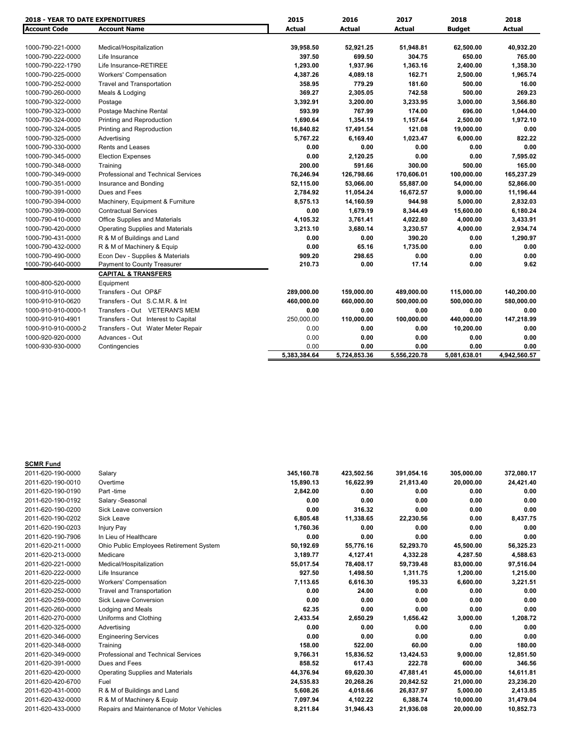**2018 - YEAR TO DATE EXPENDITURES**

| Account Code | Account Name | 2015 Actual | 2016 Actual | 2017 Actual | 2018 Budget | 2018 Actual |
|---|---|---|---|---|---|---|
| 1000-790-221-0000 | Medical/Hospitalization | 39,958.50 | 52,921.25 | 51,948.81 | 62,500.00 | 40,932.20 |
| 1000-790-222-0000 | Life Insurance | 397.50 | 699.50 | 304.75 | 650.00 | 765.00 |
| 1000-790-222-1790 | Life Insurance-RETIREE | 1,293.00 | 1,937.96 | 1,363.16 | 2,400.00 | 1,358.30 |
| 1000-790-225-0000 | Workers' Compensation | 4,387.26 | 4,089.18 | 162.71 | 2,500.00 | 1,965.74 |
| 1000-790-252-0000 | Travel and Transportation | 358.95 | 779.29 | 181.60 | 500.00 | 16.00 |
| 1000-790-260-0000 | Meals & Lodging | 369.27 | 2,305.05 | 742.58 | 500.00 | 269.23 |
| 1000-790-322-0000 | Postage | 3,392.91 | 3,200.00 | 3,233.95 | 3,000.00 | 3,566.80 |
| 1000-790-323-0000 | Postage Machine Rental | 593.99 | 767.99 | 174.00 | 696.00 | 1,044.00 |
| 1000-790-324-0000 | Printing and Reproduction | 1,690.64 | 1,354.19 | 1,157.64 | 2,500.00 | 1,972.10 |
| 1000-790-324-0005 | Printing and Reproduction | 16,840.82 | 17,491.54 | 121.08 | 19,000.00 | 0.00 |
| 1000-790-325-0000 | Advertising | 5,767.22 | 6,169.40 | 1,023.47 | 6,000.00 | 822.22 |
| 1000-790-330-0000 | Rents and Leases | 0.00 | 0.00 | 0.00 | 0.00 | 0.00 |
| 1000-790-345-0000 | Election Expenses | 0.00 | 2,120.25 | 0.00 | 0.00 | 7,595.02 |
| 1000-790-348-0000 | Training | 200.00 | 591.66 | 300.00 | 500.00 | 165.00 |
| 1000-790-349-0000 | Professional and Technical Services | 76,246.94 | 126,798.66 | 170,606.01 | 100,000.00 | 165,237.29 |
| 1000-790-351-0000 | Insurance and Bonding | 52,115.00 | 53,066.00 | 55,887.00 | 54,000.00 | 52,866.00 |
| 1000-790-391-0000 | Dues and Fees | 2,784.92 | 11,054.24 | 16,672.57 | 9,000.00 | 11,196.44 |
| 1000-790-394-0000 | Machinery, Equipment & Furniture | 8,575.13 | 14,160.59 | 944.98 | 5,000.00 | 2,832.03 |
| 1000-790-399-0000 | Contractual Services | 0.00 | 1,679.19 | 8,344.49 | 15,600.00 | 6,180.24 |
| 1000-790-410-0000 | Office Supplies and Materials | 4,105.32 | 3,761.41 | 4,022.80 | 4,000.00 | 3,433.91 |
| 1000-790-420-0000 | Operating Supplies and Materials | 3,213.10 | 3,680.14 | 3,230.57 | 4,000.00 | 2,934.74 |
| 1000-790-431-0000 | R & M of Buildings and Land | 0.00 | 0.00 | 390.20 | 0.00 | 1,290.97 |
| 1000-790-432-0000 | R & M of Machinery & Equip | 0.00 | 65.16 | 1,735.00 | 0.00 | 0.00 |
| 1000-790-490-0000 | Econ Dev - Supplies & Materials | 909.20 | 298.65 | 0.00 | 0.00 | 0.00 |
| 1000-790-640-0000 | Payment to County Treasurer | 210.73 | 0.00 | 17.14 | 0.00 | 9.62 |
| | **CAPITAL & TRANSFERS** | | | | | |
| 1000-800-520-0000 | Equipment | | | | | |
| 1000-910-910-0000 | Transfers - Out OP&F | 289,000.00 | 159,000.00 | 489,000.00 | 115,000.00 | 140,200.00 |
| 1000-910-910-0620 | Transfers - Out S.C.M.R. & Int | 460,000.00 | 660,000.00 | 500,000.00 | 500,000.00 | 580,000.00 |
| 1000-910-910-0000-1 | Transfers - Out VETERAN'S MEM | 0.00 | 0.00 | 0.00 | 0.00 | 0.00 |
| 1000-910-910-4901 | Transfers - Out Interest to Capital | 250,000.00 | 110,000.00 | 100,000.00 | 440,000.00 | 147,218.99 |
| 1000-910-910-0000-2 | Transfers - Out Water Meter Repair | 0.00 | 0.00 | 0.00 | 10,200.00 | 0.00 |
| 1000-920-920-0000 | Advances - Out | 0.00 | 0.00 | 0.00 | 0.00 | 0.00 |
| 1000-930-930-0000 | Contingencies | 0.00 | 0.00 | 0.00 | 0.00 | 0.00 |
| | | 5,383,384.64 | 5,724,853.36 | 5,556,220.78 | 5,081,638.01 | 4,942,560.57 |

**SCMR Fund**

| Account Code | Account Name | 2015 Actual | 2016 Actual | 2017 Actual | 2018 Budget | 2018 Actual |
|---|---|---|---|---|---|---|
| 2011-620-190-0000 | Salary | 345,160.78 | 423,502.56 | 391,054.16 | 305,000.00 | 372,080.17 |
| 2011-620-190-0010 | Overtime | 15,890.13 | 16,622.99 | 21,813.40 | 20,000.00 | 24,421.40 |
| 2011-620-190-0190 | Part -time | 2,842.00 | 0.00 | 0.00 | 0.00 | 0.00 |
| 2011-620-190-0192 | Salary -Seasonal | 0.00 | 0.00 | 0.00 | 0.00 | 0.00 |
| 2011-620-190-0200 | Sick Leave conversion | 0.00 | 316.32 | 0.00 | 0.00 | 0.00 |
| 2011-620-190-0202 | Sick Leave | 6,805.48 | 11,338.65 | 22,230.56 | 0.00 | 8,437.75 |
| 2011-620-190-0203 | Injury Pay | 1,760.36 | 0.00 | 0.00 | 0.00 | 0.00 |
| 2011-620-190-7906 | In Lieu of Healthcare | 0.00 | 0.00 | 0.00 | 0.00 | 0.00 |
| 2011-620-211-0000 | Ohio Public Employees Retirement System | 50,192.69 | 55,776.16 | 52,293.70 | 45,500.00 | 56,325.23 |
| 2011-620-213-0000 | Medicare | 3,189.77 | 4,127.41 | 4,332.28 | 4,287.50 | 4,588.63 |
| 2011-620-221-0000 | Medical/Hospitalization | 55,017.54 | 78,408.17 | 59,739.48 | 83,000.00 | 97,516.04 |
| 2011-620-222-0000 | Life Insurance | 927.50 | 1,498.50 | 1,311.75 | 1,200.00 | 1,215.00 |
| 2011-620-225-0000 | Workers' Compensation | 7,113.65 | 6,616.30 | 195.33 | 6,600.00 | 3,221.51 |
| 2011-620-252-0000 | Travel and Transportation | 0.00 | 24.00 | 0.00 | 0.00 | 0.00 |
| 2011-620-259-0000 | Sick Leave Conversion | 0.00 | 0.00 | 0.00 | 0.00 | 0.00 |
| 2011-620-260-0000 | Lodging and Meals | 62.35 | 0.00 | 0.00 | 0.00 | 0.00 |
| 2011-620-270-0000 | Uniforms and Clothing | 2,433.54 | 2,650.29 | 1,656.42 | 3,000.00 | 1,208.72 |
| 2011-620-325-0000 | Advertising | 0.00 | 0.00 | 0.00 | 0.00 | 0.00 |
| 2011-620-346-0000 | Engineering Services | 0.00 | 0.00 | 0.00 | 0.00 | 0.00 |
| 2011-620-348-0000 | Training | 158.00 | 522.00 | 60.00 | 0.00 | 180.00 |
| 2011-620-349-0000 | Professional and Technical Services | 9,766.31 | 15,836.52 | 13,424.53 | 9,000.00 | 12,851.50 |
| 2011-620-391-0000 | Dues and Fees | 858.52 | 617.43 | 222.78 | 600.00 | 346.56 |
| 2011-620-420-0000 | Operating Supplies and Materials | 44,376.94 | 69,620.30 | 47,881.41 | 45,000.00 | 14,611.81 |
| 2011-620-420-6700 | Fuel | 24,535.83 | 20,268.26 | 20,842.52 | 21,000.00 | 23,236.20 |
| 2011-620-431-0000 | R & M of Buildings and Land | 5,608.26 | 4,018.66 | 26,837.97 | 5,000.00 | 2,413.85 |
| 2011-620-432-0000 | R & M of Machinery & Equip | 7,097.94 | 4,102.22 | 6,388.74 | 10,000.00 | 31,479.04 |
| 2011-620-433-0000 | Repairs and Maintenance of Motor Vehicles | 8,211.84 | 31,946.43 | 21,936.08 | 20,000.00 | 10,852.73 |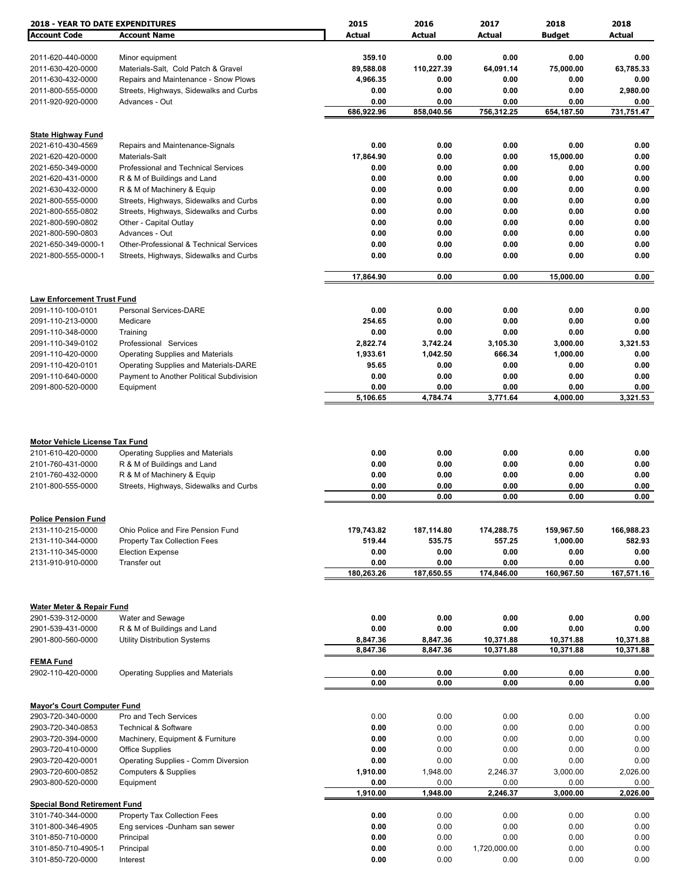| 2018 - YEAR TO DATE EXPENDITURES | | 2015 | 2016 | 2017 | 2018 | 2018 |
|---|---|---|---|---|---|---|
| **Account Code** | **Account Name** | **Actual** | **Actual** | **Actual** | **Budget** | **Actual** |
| 2011-620-440-0000 | Minor equipment | 359.10 | 0.00 | 0.00 | 0.00 | 0.00 |
| 2011-630-420-0000 | Materials-Salt, Cold Patch & Gravel | 89,588.08 | 110,227.39 | 64,091.14 | 75,000.00 | 63,785.33 |
| 2011-630-432-0000 | Repairs and Maintenance - Snow Plows | 4,966.35 | 0.00 | 0.00 | 0.00 | 0.00 |
| 2011-800-555-0000 | Streets, Highways, Sidewalks and Curbs | 0.00 | 0.00 | 0.00 | 0.00 | 2,980.00 |
| 2011-920-920-0000 | Advances - Out | 0.00 | 0.00 | 0.00 | 0.00 | 0.00 |
| | | 686,922.96 | 858,040.56 | 756,312.25 | 654,187.50 | 731,751.47 |
| **State Highway Fund** | | | | | | |
| 2021-610-430-4569 | Repairs and Maintenance-Signals | 0.00 | 0.00 | 0.00 | 0.00 | 0.00 |
| 2021-620-420-0000 | Materials-Salt | 17,864.90 | 0.00 | 0.00 | 15,000.00 | 0.00 |
| 2021-650-349-0000 | Professional and Technical Services | 0.00 | 0.00 | 0.00 | 0.00 | 0.00 |
| 2021-620-431-0000 | R & M of Buildings and Land | 0.00 | 0.00 | 0.00 | 0.00 | 0.00 |
| 2021-630-432-0000 | R & M of Machinery & Equip | 0.00 | 0.00 | 0.00 | 0.00 | 0.00 |
| 2021-800-555-0000 | Streets, Highways, Sidewalks and Curbs | 0.00 | 0.00 | 0.00 | 0.00 | 0.00 |
| 2021-800-555-0802 | Streets, Highways, Sidewalks and Curbs | 0.00 | 0.00 | 0.00 | 0.00 | 0.00 |
| 2021-800-590-0802 | Other - Capital Outlay | 0.00 | 0.00 | 0.00 | 0.00 | 0.00 |
| 2021-800-590-0803 | Advances - Out | 0.00 | 0.00 | 0.00 | 0.00 | 0.00 |
| 2021-650-349-0000-1 | Other-Professional & Technical Services | 0.00 | 0.00 | 0.00 | 0.00 | 0.00 |
| 2021-800-555-0000-1 | Streets, Highways, Sidewalks and Curbs | 0.00 | 0.00 | 0.00 | 0.00 | 0.00 |
| | | 17,864.90 | 0.00 | 0.00 | 15,000.00 | 0.00 |
| **Law Enforcement Trust Fund** | | | | | | |
| 2091-110-100-0101 | Personal Services-DARE | 0.00 | 0.00 | 0.00 | 0.00 | 0.00 |
| 2091-110-213-0000 | Medicare | 254.65 | 0.00 | 0.00 | 0.00 | 0.00 |
| 2091-110-348-0000 | Training | 0.00 | 0.00 | 0.00 | 0.00 | 0.00 |
| 2091-110-349-0102 | Professional Services | 2,822.74 | 3,742.24 | 3,105.30 | 3,000.00 | 3,321.53 |
| 2091-110-420-0000 | Operating Supplies and Materials | 1,933.61 | 1,042.50 | 666.34 | 1,000.00 | 0.00 |
| 2091-110-420-0101 | Operating Supplies and Materials-DARE | 95.65 | 0.00 | 0.00 | 0.00 | 0.00 |
| 2091-110-640-0000 | Payment to Another Political Subdivision | 0.00 | 0.00 | 0.00 | 0.00 | 0.00 |
| 2091-800-520-0000 | Equipment | 0.00 | 0.00 | 0.00 | 0.00 | 0.00 |
| | | 5,106.65 | 4,784.74 | 3,771.64 | 4,000.00 | 3,321.53 |
| **Motor Vehicle License Tax Fund** | | | | | | |
| 2101-610-420-0000 | Operating Supplies and Materials | 0.00 | 0.00 | 0.00 | 0.00 | 0.00 |
| 2101-760-431-0000 | R & M of Buildings and Land | 0.00 | 0.00 | 0.00 | 0.00 | 0.00 |
| 2101-760-432-0000 | R & M of Machinery & Equip | 0.00 | 0.00 | 0.00 | 0.00 | 0.00 |
| 2101-800-555-0000 | Streets, Highways, Sidewalks and Curbs | 0.00 | 0.00 | 0.00 | 0.00 | 0.00 |
| | | 0.00 | 0.00 | 0.00 | 0.00 | 0.00 |
| **Police Pension Fund** | | | | | | |
| 2131-110-215-0000 | Ohio Police and Fire Pension Fund | 179,743.82 | 187,114.80 | 174,288.75 | 159,967.50 | 166,988.23 |
| 2131-110-344-0000 | Property Tax Collection Fees | 519.44 | 535.75 | 557.25 | 1,000.00 | 582.93 |
| 2131-110-345-0000 | Election Expense | 0.00 | 0.00 | 0.00 | 0.00 | 0.00 |
| 2131-910-910-0000 | Transfer out | 0.00 | 0.00 | 0.00 | 0.00 | 0.00 |
| | | 180,263.26 | 187,650.55 | 174,846.00 | 160,967.50 | 167,571.16 |
| **Water Meter & Repair Fund** | | | | | | |
| 2901-539-312-0000 | Water and Sewage | 0.00 | 0.00 | 0.00 | 0.00 | 0.00 |
| 2901-539-431-0000 | R & M of Buildings and Land | 0.00 | 0.00 | 0.00 | 0.00 | 0.00 |
| 2901-800-560-0000 | Utility Distribution Systems | 8,847.36 | 8,847.36 | 10,371.88 | 10,371.88 | 10,371.88 |
| | | 8,847.36 | 8,847.36 | 10,371.88 | 10,371.88 | 10,371.88 |
| **FEMA Fund** | | | | | | |
| 2902-110-420-0000 | Operating Supplies and Materials | 0.00 | 0.00 | 0.00 | 0.00 | 0.00 |
| | | 0.00 | 0.00 | 0.00 | 0.00 | 0.00 |
| **Mayor's Court Computer Fund** | | | | | | |
| 2903-720-340-0000 | Pro and Tech Services | 0.00 | 0.00 | 0.00 | 0.00 | 0.00 |
| 2903-720-340-0853 | Technical & Software | 0.00 | 0.00 | 0.00 | 0.00 | 0.00 |
| 2903-720-394-0000 | Machinery, Equipment & Furniture | 0.00 | 0.00 | 0.00 | 0.00 | 0.00 |
| 2903-720-410-0000 | Office Supplies | 0.00 | 0.00 | 0.00 | 0.00 | 0.00 |
| 2903-720-420-0001 | Operating Supplies - Comm Diversion | 0.00 | 0.00 | 0.00 | 0.00 | 0.00 |
| 2903-720-600-0852 | Computers & Supplies | 1,910.00 | 1,948.00 | 2,246.37 | 3,000.00 | 2,026.00 |
| 2903-800-520-0000 | Equipment | 0.00 | 0.00 | 0.00 | 0.00 | 0.00 |
| | | 1,910.00 | 1,948.00 | 2,246.37 | 3,000.00 | 2,026.00 |
| **Special Bond Retirement Fund** | | | | | | |
| 3101-740-344-0000 | Property Tax Collection Fees | 0.00 | 0.00 | 0.00 | 0.00 | 0.00 |
| 3101-800-346-4905 | Eng services -Dunham san sewer | 0.00 | 0.00 | 0.00 | 0.00 | 0.00 |
| 3101-850-710-0000 | Principal | 0.00 | 0.00 | 0.00 | 0.00 | 0.00 |
| 3101-850-710-4905-1 | Principal | 0.00 | 0.00 | 1,720,000.00 | 0.00 | 0.00 |
| 3101-850-720-0000 | Interest | 0.00 | 0.00 | 0.00 | 0.00 | 0.00 |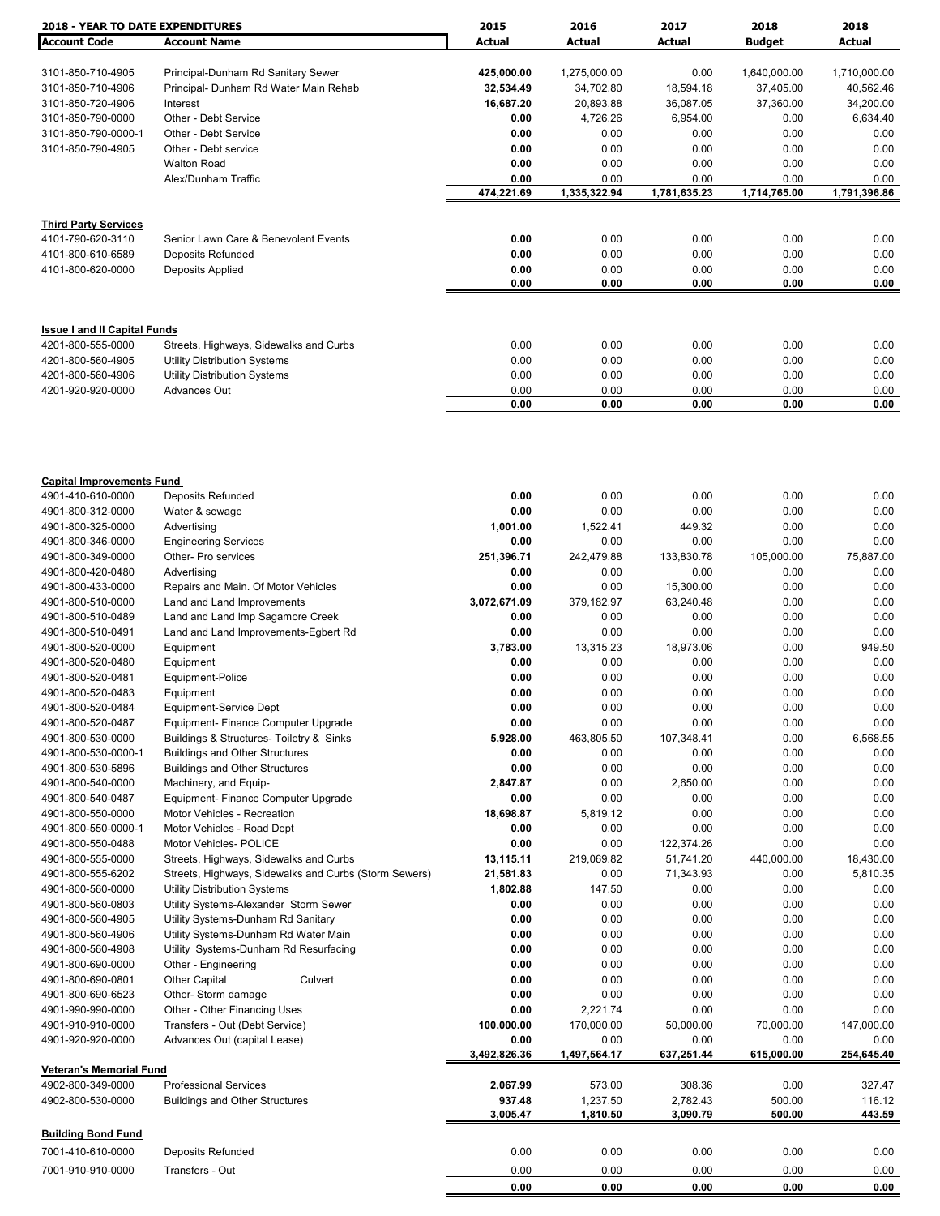| 2018 - YEAR TO DATE EXPENDITURES | | 2015 | 2016 | 2017 | 2018 | 2018 |
|---|---|---|---|---|---|---|
| **Account Code** | **Account Name** | **Actual** | **Actual** | **Actual** | **Budget** | **Actual** |
| 3101-850-710-4905 | Principal-Dunham Rd Sanitary Sewer | **425,000.00** | 1,275,000.00 | 0.00 | 1,640,000.00 | 1,710,000.00 |
| 3101-850-710-4906 | Principal- Dunham Rd Water Main Rehab | **32,534.49** | 34,702.80 | 18,594.18 | 37,405.00 | 40,562.46 |
| 3101-850-720-4906 | Interest | **16,687.20** | 20,893.88 | 36,087.05 | 37,360.00 | 34,200.00 |
| 3101-850-790-0000 | Other - Debt Service | **0.00** | 4,726.26 | 6,954.00 | 0.00 | 6,634.40 |
| 3101-850-790-0000-1 | Other - Debt Service | **0.00** | 0.00 | 0.00 | 0.00 | 0.00 |
| 3101-850-790-4905 | Other - Debt service | **0.00** | 0.00 | 0.00 | 0.00 | 0.00 |
| | Walton Road | **0.00** | 0.00 | 0.00 | 0.00 | 0.00 |
| | Alex/Dunham Traffic | **0.00** | 0.00 | 0.00 | 0.00 | 0.00 |
| | | **474,221.69** | **1,335,322.94** | **1,781,635.23** | **1,714,765.00** | **1,791,396.86** |
| **Third Party Services** | | | | | | |
| 4101-790-620-3110 | Senior Lawn Care & Benevolent Events | **0.00** | 0.00 | 0.00 | 0.00 | 0.00 |
| 4101-800-610-6589 | Deposits Refunded | **0.00** | 0.00 | 0.00 | 0.00 | 0.00 |
| 4101-800-620-0000 | Deposits Applied | **0.00** | 0.00 | 0.00 | 0.00 | 0.00 |
| | | **0.00** | **0.00** | **0.00** | **0.00** | **0.00** |
| **Issue I and II Capital Funds** | | | | | | |
| 4201-800-555-0000 | Streets, Highways, Sidewalks and Curbs | 0.00 | 0.00 | 0.00 | 0.00 | 0.00 |
| 4201-800-560-4905 | Utility Distribution Systems | 0.00 | 0.00 | 0.00 | 0.00 | 0.00 |
| 4201-800-560-4906 | Utility Distribution Systems | 0.00 | 0.00 | 0.00 | 0.00 | 0.00 |
| 4201-920-920-0000 | Advances Out | 0.00 | 0.00 | 0.00 | 0.00 | 0.00 |
| | | **0.00** | **0.00** | **0.00** | **0.00** | **0.00** |
| **Capital Improvements Fund** | | | | | | |
| 4901-410-610-0000 | Deposits Refunded | **0.00** | 0.00 | 0.00 | 0.00 | 0.00 |
| 4901-800-312-0000 | Water & sewage | **0.00** | 0.00 | 0.00 | 0.00 | 0.00 |
| 4901-800-325-0000 | Advertising | **1,001.00** | 1,522.41 | 449.32 | 0.00 | 0.00 |
| 4901-800-346-0000 | Engineering Services | **0.00** | 0.00 | 0.00 | 0.00 | 0.00 |
| 4901-800-349-0000 | Other- Pro services | **251,396.71** | 242,479.88 | 133,830.78 | 105,000.00 | 75,887.00 |
| 4901-800-420-0480 | Advertising | **0.00** | 0.00 | 0.00 | 0.00 | 0.00 |
| 4901-800-433-0000 | Repairs and Main. Of Motor Vehicles | **0.00** | 0.00 | 15,300.00 | 0.00 | 0.00 |
| 4901-800-510-0000 | Land and Land Improvements | **3,072,671.09** | 379,182.97 | 63,240.48 | 0.00 | 0.00 |
| 4901-800-510-0489 | Land and Land Imp Sagamore Creek | **0.00** | 0.00 | 0.00 | 0.00 | 0.00 |
| 4901-800-510-0491 | Land and Land Improvements-Egbert Rd | **0.00** | 0.00 | 0.00 | 0.00 | 0.00 |
| 4901-800-520-0000 | Equipment | **3,783.00** | 13,315.23 | 18,973.06 | 0.00 | 949.50 |
| 4901-800-520-0480 | Equipment | **0.00** | 0.00 | 0.00 | 0.00 | 0.00 |
| 4901-800-520-0481 | Equipment-Police | **0.00** | 0.00 | 0.00 | 0.00 | 0.00 |
| 4901-800-520-0483 | Equipment | **0.00** | 0.00 | 0.00 | 0.00 | 0.00 |
| 4901-800-520-0484 | Equipment-Service Dept | **0.00** | 0.00 | 0.00 | 0.00 | 0.00 |
| 4901-800-520-0487 | Equipment- Finance Computer Upgrade | **0.00** | 0.00 | 0.00 | 0.00 | 0.00 |
| 4901-800-530-0000 | Buildings & Structures- Toiletry & Sinks | **5,928.00** | 463,805.50 | 107,348.41 | 0.00 | 6,568.55 |
| 4901-800-530-0000-1 | Buildings and Other Structures | **0.00** | 0.00 | 0.00 | 0.00 | 0.00 |
| 4901-800-530-5896 | Buildings and Other Structures | **0.00** | 0.00 | 0.00 | 0.00 | 0.00 |
| 4901-800-540-0000 | Machinery, and Equip- | **2,847.87** | 0.00 | 2,650.00 | 0.00 | 0.00 |
| 4901-800-540-0487 | Equipment- Finance Computer Upgrade | **0.00** | 0.00 | 0.00 | 0.00 | 0.00 |
| 4901-800-550-0000 | Motor Vehicles - Recreation | **18,698.87** | 5,819.12 | 0.00 | 0.00 | 0.00 |
| 4901-800-550-0000-1 | Motor Vehicles - Road Dept | **0.00** | 0.00 | 0.00 | 0.00 | 0.00 |
| 4901-800-550-0488 | Motor Vehicles- POLICE | **0.00** | 0.00 | 122,374.26 | 0.00 | 0.00 |
| 4901-800-555-0000 | Streets, Highways, Sidewalks and Curbs | **13,115.11** | 219,069.82 | 51,741.20 | 440,000.00 | 18,430.00 |
| 4901-800-555-6202 | Streets, Highways, Sidewalks and Curbs (Storm Sewers) | **21,581.83** | 0.00 | 71,343.93 | 0.00 | 5,810.35 |
| 4901-800-560-0000 | Utility Distribution Systems | **1,802.88** | 147.50 | 0.00 | 0.00 | 0.00 |
| 4901-800-560-0803 | Utility Systems-Alexander Storm Sewer | **0.00** | 0.00 | 0.00 | 0.00 | 0.00 |
| 4901-800-560-4905 | Utility Systems-Dunham Rd Sanitary | **0.00** | 0.00 | 0.00 | 0.00 | 0.00 |
| 4901-800-560-4906 | Utility Systems-Dunham Rd Water Main | **0.00** | 0.00 | 0.00 | 0.00 | 0.00 |
| 4901-800-560-4908 | Utility Systems-Dunham Rd Resurfacing | **0.00** | 0.00 | 0.00 | 0.00 | 0.00 |
| 4901-800-690-0000 | Other - Engineering | **0.00** | 0.00 | 0.00 | 0.00 | 0.00 |
| 4901-800-690-0801 | Other Capital Culvert | **0.00** | 0.00 | 0.00 | 0.00 | 0.00 |
| 4901-800-690-6523 | Other- Storm damage | **0.00** | 0.00 | 0.00 | 0.00 | 0.00 |
| 4901-990-990-0000 | Other - Other Financing Uses | **0.00** | 2,221.74 | 0.00 | 0.00 | 0.00 |
| 4901-910-910-0000 | Transfers - Out (Debt Service) | **100,000.00** | 170,000.00 | 50,000.00 | 70,000.00 | 147,000.00 |
| 4901-920-920-0000 | Advances Out (capital Lease) | **0.00** | 0.00 | 0.00 | 0.00 | 0.00 |
| | | **3,492,826.36** | **1,497,564.17** | **637,251.44** | **615,000.00** | **254,645.40** |
| **Veteran's Memorial Fund** | | | | | | |
| 4902-800-349-0000 | Professional Services | **2,067.99** | 573.00 | 308.36 | 0.00 | 327.47 |
| 4902-800-530-0000 | Buildings and Other Structures | **937.48** | 1,237.50 | 2,782.43 | 500.00 | 116.12 |
| | | **3,005.47** | **1,810.50** | **3,090.79** | **500.00** | **443.59** |
| **Building Bond Fund** | | | | | | |
| 7001-410-610-0000 | Deposits Refunded | 0.00 | 0.00 | 0.00 | 0.00 | 0.00 |
| 7001-910-910-0000 | Transfers - Out | 0.00 | 0.00 | 0.00 | 0.00 | 0.00 |
| | | **0.00** | **0.00** | **0.00** | **0.00** | **0.00** |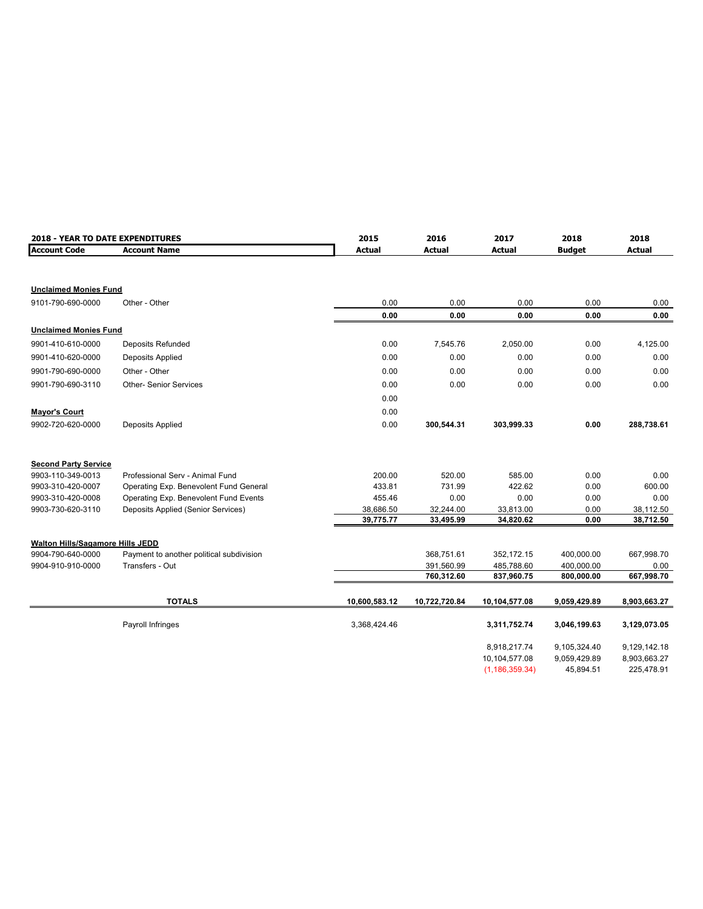| 2018 - YEAR TO DATE EXPENDITURES | | 2015 | 2016 | 2017 | 2018 | 2018 |
|---|---|---|---|---|---|---|
| **Account Code** | **Account Name** | **Actual** | **Actual** | **Actual** | **Budget** | **Actual** |
| **Unclaimed Monies Fund** | | | | | | |
| 9101-790-690-0000 | Other - Other | 0.00 | 0.00 | 0.00 | 0.00 | 0.00 |
| | | **0.00** | **0.00** | **0.00** | **0.00** | **0.00** |
| **Unclaimed Monies Fund** | | | | | | |
| 9901-410-610-0000 | Deposits Refunded | 0.00 | 7,545.76 | 2,050.00 | 0.00 | 4,125.00 |
| 9901-410-620-0000 | Deposits Applied | 0.00 | 0.00 | 0.00 | 0.00 | 0.00 |
| 9901-790-690-0000 | Other - Other | 0.00 | 0.00 | 0.00 | 0.00 | 0.00 |
| 9901-790-690-3110 | Other- Senior Services | 0.00 | 0.00 | 0.00 | 0.00 | 0.00 |
| | | 0.00 | | | | |
| **Mayor's Court** | | 0.00 | | | | |
| 9902-720-620-0000 | Deposits Applied | 0.00 | **300,544.31** | **303,999.33** | **0.00** | **288,738.61** |
| **Second Party Service** | | | | | | |
| 9903-110-349-0013 | Professional Serv - Animal Fund | 200.00 | 520.00 | 585.00 | 0.00 | 0.00 |
| 9903-310-420-0007 | Operating Exp. Benevolent Fund General | 433.81 | 731.99 | 422.62 | 0.00 | 600.00 |
| 9903-310-420-0008 | Operating Exp. Benevolent Fund Events | 455.46 | 0.00 | 0.00 | 0.00 | 0.00 |
| 9903-730-620-3110 | Deposits Applied (Senior Services) | 38,686.50 | 32,244.00 | 33,813.00 | 0.00 | 38,112.50 |
| | | **39,775.77** | **33,495.99** | **34,820.62** | **0.00** | **38,712.50** |
| **Walton Hills/Sagamore Hills JEDD** | | | | | | |
| 9904-790-640-0000 | Payment to another political subdivision | | 368,751.61 | 352,172.15 | 400,000.00 | 667,998.70 |
| 9904-910-910-0000 | Transfers - Out | | 391,560.99 | 485,788.60 | 400,000.00 | 0.00 |
| | | | **760,312.60** | **837,960.75** | **800,000.00** | **667,998.70** |
| | **TOTALS** | **10,600,583.12** | **10,722,720.84** | **10,104,577.08** | **9,059,429.89** | **8,903,663.27** |
| | Payroll Infringes | 3,368,424.46 | | **3,311,752.74** | **3,046,199.63** | **3,129,073.05** |
| | | | | 8,918,217.74 | 9,105,324.40 | 9,129,142.18 |
| | | | | 10,104,577.08 | 9,059,429.89 | 8,903,663.27 |
| | | | | (1,186,359.34) | 45,894.51 | 225,478.91 |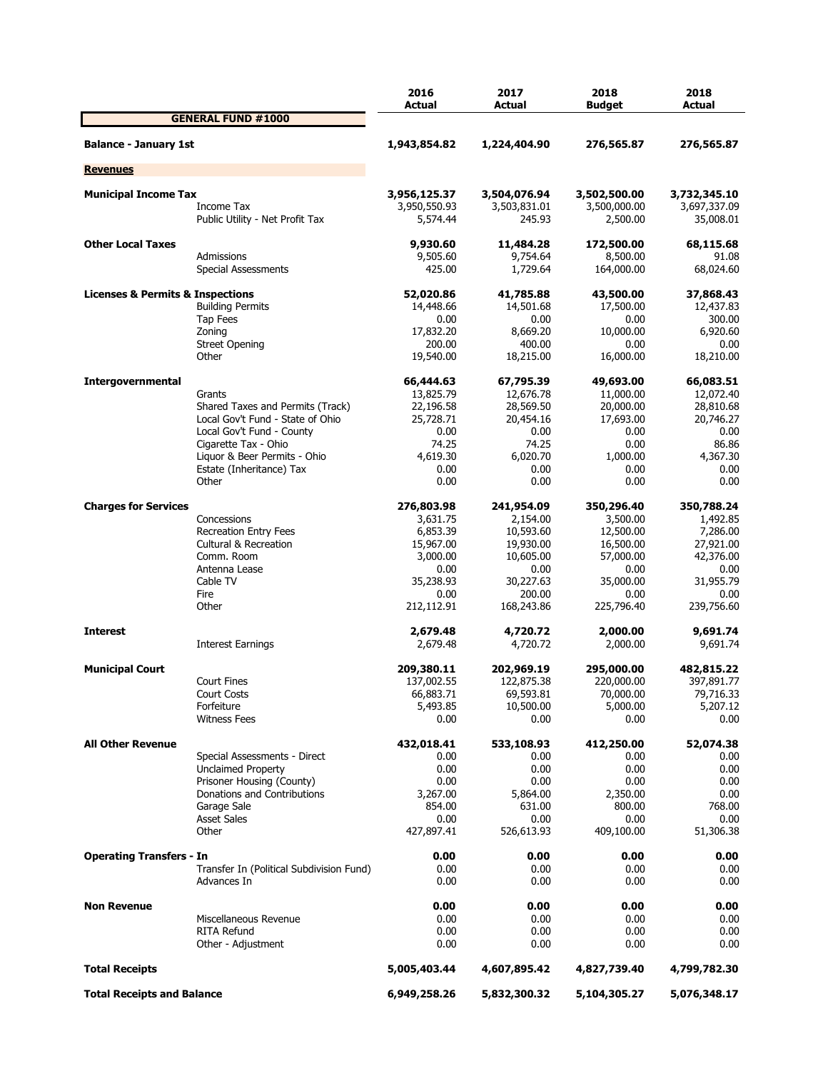| | | 2016 Actual | 2017 Actual | 2018 Budget | 2018 Actual |
|---|---|---|---|---|---|
| **GENERAL FUND #1000** | | | | | |
| **Balance - January 1st** | | **1,943,854.82** | **1,224,404.90** | **276,565.87** | **276,565.87** |
| **Revenues** | | | | | |
| **Municipal Income Tax** | | **3,956,125.37** | **3,504,076.94** | **3,502,500.00** | **3,732,345.10** |
| | Income Tax | 3,950,550.93 | 3,503,831.01 | 3,500,000.00 | 3,697,337.09 |
| | Public Utility - Net Profit Tax | 5,574.44 | 245.93 | 2,500.00 | 35,008.01 |
| **Other Local Taxes** | | **9,930.60** | **11,484.28** | **172,500.00** | **68,115.68** |
| | Admissions | 9,505.60 | 9,754.64 | 8,500.00 | 91.08 |
| | Special Assessments | 425.00 | 1,729.64 | 164,000.00 | 68,024.60 |
| **Licenses & Permits & Inspections** | | **52,020.86** | **41,785.88** | **43,500.00** | **37,868.43** |
| | Building Permits | 14,448.66 | 14,501.68 | 17,500.00 | 12,437.83 |
| | Tap Fees | 0.00 | 0.00 | 0.00 | 300.00 |
| | Zoning | 17,832.20 | 8,669.20 | 10,000.00 | 6,920.60 |
| | Street Opening | 200.00 | 400.00 | 0.00 | 0.00 |
| | Other | 19,540.00 | 18,215.00 | 16,000.00 | 18,210.00 |
| **Intergovernmental** | | **66,444.63** | **67,795.39** | **49,693.00** | **66,083.51** |
| | Grants | 13,825.79 | 12,676.78 | 11,000.00 | 12,072.40 |
| | Shared Taxes and Permits (Track) | 22,196.58 | 28,569.50 | 20,000.00 | 28,810.68 |
| | Local Gov't Fund - State of Ohio | 25,728.71 | 20,454.16 | 17,693.00 | 20,746.27 |
| | Local Gov't Fund - County | 0.00 | 0.00 | 0.00 | 0.00 |
| | Cigarette Tax - Ohio | 74.25 | 74.25 | 0.00 | 86.86 |
| | Liquor & Beer Permits - Ohio | 4,619.30 | 6,020.70 | 1,000.00 | 4,367.30 |
| | Estate (Inheritance) Tax | 0.00 | 0.00 | 0.00 | 0.00 |
| | Other | 0.00 | 0.00 | 0.00 | 0.00 |
| **Charges for Services** | | **276,803.98** | **241,954.09** | **350,296.40** | **350,788.24** |
| | Concessions | 3,631.75 | 2,154.00 | 3,500.00 | 1,492.85 |
| | Recreation Entry Fees | 6,853.39 | 10,593.60 | 12,500.00 | 7,286.00 |
| | Cultural & Recreation | 15,967.00 | 19,930.00 | 16,500.00 | 27,921.00 |
| | Comm. Room | 3,000.00 | 10,605.00 | 57,000.00 | 42,376.00 |
| | Antenna Lease | 0.00 | 0.00 | 0.00 | 0.00 |
| | Cable TV | 35,238.93 | 30,227.63 | 35,000.00 | 31,955.79 |
| | Fire | 0.00 | 200.00 | 0.00 | 0.00 |
| | Other | 212,112.91 | 168,243.86 | 225,796.40 | 239,756.60 |
| **Interest** | | **2,679.48** | **4,720.72** | **2,000.00** | **9,691.74** |
| | Interest Earnings | 2,679.48 | 4,720.72 | 2,000.00 | 9,691.74 |
| **Municipal Court** | | **209,380.11** | **202,969.19** | **295,000.00** | **482,815.22** |
| | Court Fines | 137,002.55 | 122,875.38 | 220,000.00 | 397,891.77 |
| | Court Costs | 66,883.71 | 69,593.81 | 70,000.00 | 79,716.33 |
| | Forfeiture | 5,493.85 | 10,500.00 | 5,000.00 | 5,207.12 |
| | Witness Fees | 0.00 | 0.00 | 0.00 | 0.00 |
| **All Other Revenue** | | **432,018.41** | **533,108.93** | **412,250.00** | **52,074.38** |
| | Special Assessments - Direct | 0.00 | 0.00 | 0.00 | 0.00 |
| | Unclaimed Property | 0.00 | 0.00 | 0.00 | 0.00 |
| | Prisoner Housing (County) | 0.00 | 0.00 | 0.00 | 0.00 |
| | Donations and Contributions | 3,267.00 | 5,864.00 | 2,350.00 | 0.00 |
| | Garage Sale | 854.00 | 631.00 | 800.00 | 768.00 |
| | Asset Sales | 0.00 | 0.00 | 0.00 | 0.00 |
| | Other | 427,897.41 | 526,613.93 | 409,100.00 | 51,306.38 |
| **Operating Transfers - In** | | **0.00** | **0.00** | **0.00** | **0.00** |
| | Transfer In (Political Subdivision Fund) | 0.00 | 0.00 | 0.00 | 0.00 |
| | Advances In | 0.00 | 0.00 | 0.00 | 0.00 |
| **Non Revenue** | | **0.00** | **0.00** | **0.00** | **0.00** |
| | Miscellaneous Revenue | 0.00 | 0.00 | 0.00 | 0.00 |
| | RITA Refund | 0.00 | 0.00 | 0.00 | 0.00 |
| | Other - Adjustment | 0.00 | 0.00 | 0.00 | 0.00 |
| **Total Receipts** | | **5,005,403.44** | **4,607,895.42** | **4,827,739.40** | **4,799,782.30** |
| **Total Receipts and Balance** | | **6,949,258.26** | **5,832,300.32** | **5,104,305.27** | **5,076,348.17** |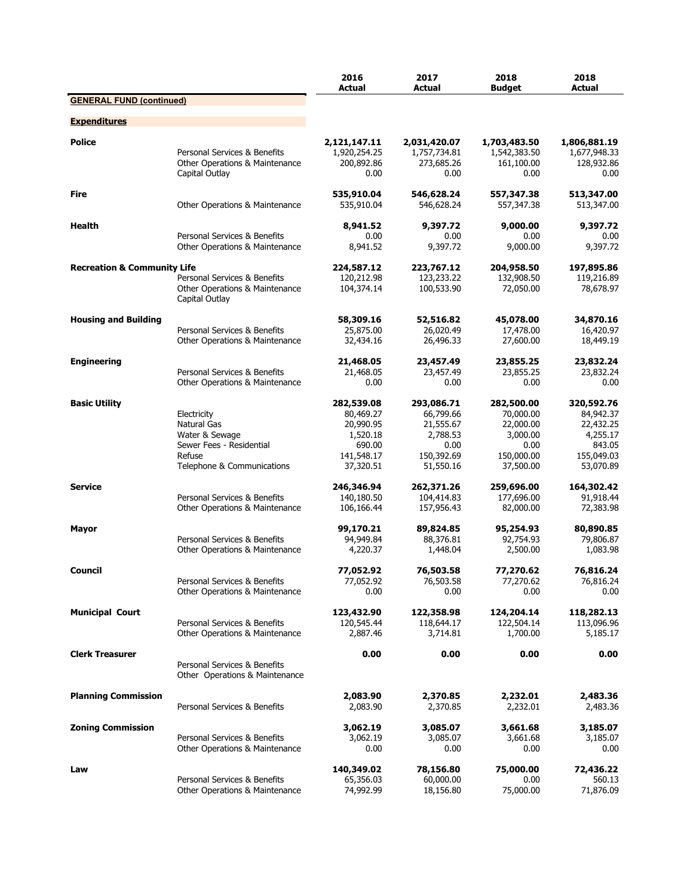| | | 2016 Actual | 2017 Actual | 2018 Budget | 2018 Actual |
|---|---|---|---|---|---|
| **GENERAL FUND (continued)** | | | | | |
| **Expenditures** | | | | | |
| **Police** | | **2,121,147.11** | **2,031,420.07** | **1,703,483.50** | **1,806,881.19** |
| | Personal Services & Benefits | 1,920,254.25 | 1,757,734.81 | 1,542,383.50 | 1,677,948.33 |
| | Other Operations & Maintenance | 200,892.86 | 273,685.26 | 161,100.00 | 128,932.86 |
| | Capital Outlay | 0.00 | 0.00 | 0.00 | 0.00 |
| **Fire** | | **535,910.04** | **546,628.24** | **557,347.38** | **513,347.00** |
| | Other Operations & Maintenance | 535,910.04 | 546,628.24 | 557,347.38 | 513,347.00 |
| **Health** | | **8,941.52** | **9,397.72** | **9,000.00** | **9,397.72** |
| | Personal Services & Benefits | 0.00 | 0.00 | 0.00 | 0.00 |
| | Other Operations & Maintenance | 8,941.52 | 9,397.72 | 9,000.00 | 9,397.72 |
| **Recreation & Community Life** | | **224,587.12** | **223,767.12** | **204,958.50** | **197,895.86** |
| | Personal Services & Benefits | 120,212.98 | 123,233.22 | 132,908.50 | 119,216.89 |
| | Other Operations & Maintenance | 104,374.14 | 100,533.90 | 72,050.00 | 78,678.97 |
| | Capital Outlay | | | | |
| **Housing and Building** | | **58,309.16** | **52,516.82** | **45,078.00** | **34,870.16** |
| | Personal Services & Benefits | 25,875.00 | 26,020.49 | 17,478.00 | 16,420.97 |
| | Other Operations & Maintenance | 32,434.16 | 26,496.33 | 27,600.00 | 18,449.19 |
| **Engineering** | | **21,468.05** | **23,457.49** | **23,855.25** | **23,832.24** |
| | Personal Services & Benefits | 21,468.05 | 23,457.49 | 23,855.25 | 23,832.24 |
| | Other Operations & Maintenance | 0.00 | 0.00 | 0.00 | 0.00 |
| **Basic Utility** | | **282,539.08** | **293,086.71** | **282,500.00** | **320,592.76** |
| | Electricity | 80,469.27 | 66,799.66 | 70,000.00 | 84,942.37 |
| | Natural Gas | 20,990.95 | 21,555.67 | 22,000.00 | 22,432.25 |
| | Water & Sewage | 1,520.18 | 2,788.53 | 3,000.00 | 4,255.17 |
| | Sewer Fees - Residential | 690.00 | 0.00 | 0.00 | 843.05 |
| | Refuse | 141,548.17 | 150,392.69 | 150,000.00 | 155,049.03 |
| | Telephone & Communications | 37,320.51 | 51,550.16 | 37,500.00 | 53,070.89 |
| **Service** | | **246,346.94** | **262,371.26** | **259,696.00** | **164,302.42** |
| | Personal Services & Benefits | 140,180.50 | 104,414.83 | 177,696.00 | 91,918.44 |
| | Other Operations & Maintenance | 106,166.44 | 157,956.43 | 82,000.00 | 72,383.98 |
| **Mayor** | | **99,170.21** | **89,824.85** | **95,254.93** | **80,890.85** |
| | Personal Services & Benefits | 94,949.84 | 88,376.81 | 92,754.93 | 79,806.87 |
| | Other Operations & Maintenance | 4,220.37 | 1,448.04 | 2,500.00 | 1,083.98 |
| **Council** | | **77,052.92** | **76,503.58** | **77,270.62** | **76,816.24** |
| | Personal Services & Benefits | 77,052.92 | 76,503.58 | 77,270.62 | 76,816.24 |
| | Other Operations & Maintenance | 0.00 | 0.00 | 0.00 | 0.00 |
| **Municipal Court** | | **123,432.90** | **122,358.98** | **124,204.14** | **118,282.13** |
| | Personal Services & Benefits | 120,545.44 | 118,644.17 | 122,504.14 | 113,096.96 |
| | Other Operations & Maintenance | 2,887.46 | 3,714.81 | 1,700.00 | 5,185.17 |
| **Clerk Treasurer** | | **0.00** | **0.00** | **0.00** | **0.00** |
| | Personal Services & Benefits | | | | |
| | Other Operations & Maintenance | | | | |
| **Planning Commission** | | **2,083.90** | **2,370.85** | **2,232.01** | **2,483.36** |
| | Personal Services & Benefits | 2,083.90 | 2,370.85 | 2,232.01 | 2,483.36 |
| **Zoning Commission** | | **3,062.19** | **3,085.07** | **3,661.68** | **3,185.07** |
| | Personal Services & Benefits | 3,062.19 | 3,085.07 | 3,661.68 | 3,185.07 |
| | Other Operations & Maintenance | 0.00 | 0.00 | 0.00 | 0.00 |
| **Law** | | **140,349.02** | **78,156.80** | **75,000.00** | **72,436.22** |
| | Personal Services & Benefits | 65,356.03 | 60,000.00 | 0.00 | 560.13 |
| | Other Operations & Maintenance | 74,992.99 | 18,156.80 | 75,000.00 | 71,876.09 |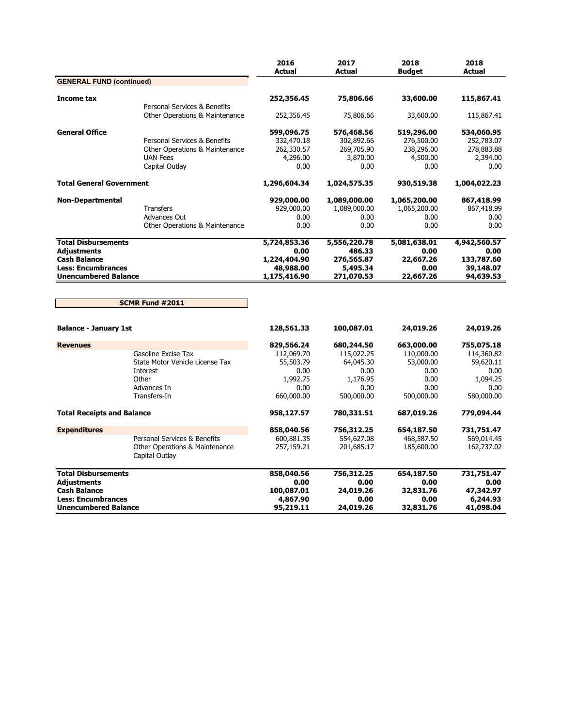| | | 2016 Actual | 2017 Actual | 2018 Budget | 2018 Actual |
|---|---|---|---|---|---|
| **GENERAL FUND (continued)** | | | | | |
| **Income tax** | | **252,356.45** | **75,806.66** | **33,600.00** | **115,867.41** |
| | Personal Services & Benefits | | | | |
| | Other Operations & Maintenance | 252,356.45 | 75,806.66 | 33,600.00 | 115,867.41 |
| **General Office** | | **599,096.75** | **576,468.56** | **519,296.00** | **534,060.95** |
| | Personal Services & Benefits | 332,470.18 | 302,892.66 | 276,500.00 | 252,783.07 |
| | Other Operations & Maintenance | 262,330.57 | 269,705.90 | 238,296.00 | 278,883.88 |
| | UAN Fees | 4,296.00 | 3,870.00 | 4,500.00 | 2,394.00 |
| | Capital Outlay | 0.00 | 0.00 | 0.00 | 0.00 |
| **Total General Government** | | **1,296,604.34** | **1,024,575.35** | **930,519.38** | **1,004,022.23** |
| **Non-Departmental** | | **929,000.00** | **1,089,000.00** | **1,065,200.00** | **867,418.99** |
| | Transfers | 929,000.00 | 1,089,000.00 | 1,065,200.00 | 867,418.99 |
| | Advances Out | 0.00 | 0.00 | 0.00 | 0.00 |
| | Other Operations & Maintenance | 0.00 | 0.00 | 0.00 | 0.00 |
| **Total Disbursements** | | **5,724,853.36** | **5,556,220.78** | **5,081,638.01** | **4,942,560.57** |
| **Adjustments** | | **0.00** | **486.33** | **0.00** | **0.00** |
| **Cash Balance** | | **1,224,404.90** | **276,565.87** | **22,667.26** | **133,787.60** |
| **Less: Encumbrances** | | **48,988.00** | **5,495.34** | **0.00** | **39,148.07** |
| **Unencumbered Balance** | | **1,175,416.90** | **271,070.53** | **22,667.26** | **94,639.53** |

**SCMR Fund #2011**

| | | 2016 Actual | 2017 Actual | 2018 Budget | 2018 Actual |
|---|---|---|---|---|---|
| **Balance - January 1st** | | **128,561.33** | **100,087.01** | **24,019.26** | **24,019.26** |
| **Revenues** | | **829,566.24** | **680,244.50** | **663,000.00** | **755,075.18** |
| | Gasoline Excise Tax | 112,069.70 | 115,022.25 | 110,000.00 | 114,360.82 |
| | State Motor Vehicle License Tax | 55,503.79 | 64,045.30 | 53,000.00 | 59,620.11 |
| | Interest | 0.00 | 0.00 | 0.00 | 0.00 |
| | Other | 1,992.75 | 1,176.95 | 0.00 | 1,094.25 |
| | Advances In | 0.00 | 0.00 | 0.00 | 0.00 |
| | Transfers-In | 660,000.00 | 500,000.00 | 500,000.00 | 580,000.00 |
| **Total Receipts and Balance** | | **958,127.57** | **780,331.51** | **687,019.26** | **779,094.44** |
| **Expenditures** | | **858,040.56** | **756,312.25** | **654,187.50** | **731,751.47** |
| | Personal Services & Benefits | 600,881.35 | 554,627.08 | 468,587.50 | 569,014.45 |
| | Other Operations & Maintenance | 257,159.21 | 201,685.17 | 185,600.00 | 162,737.02 |
| | Capital Outlay | | | | |
| **Total Disbursements** | | **858,040.56** | **756,312.25** | **654,187.50** | **731,751.47** |
| **Adjustments** | | **0.00** | **0.00** | **0.00** | **0.00** |
| **Cash Balance** | | **100,087.01** | **24,019.26** | **32,831.76** | **47,342.97** |
| **Less: Encumbrances** | | **4,867.90** | **0.00** | **0.00** | **6,244.93** |
| **Unencumbered Balance** | | **95,219.11** | **24,019.26** | **32,831.76** | **41,098.04** |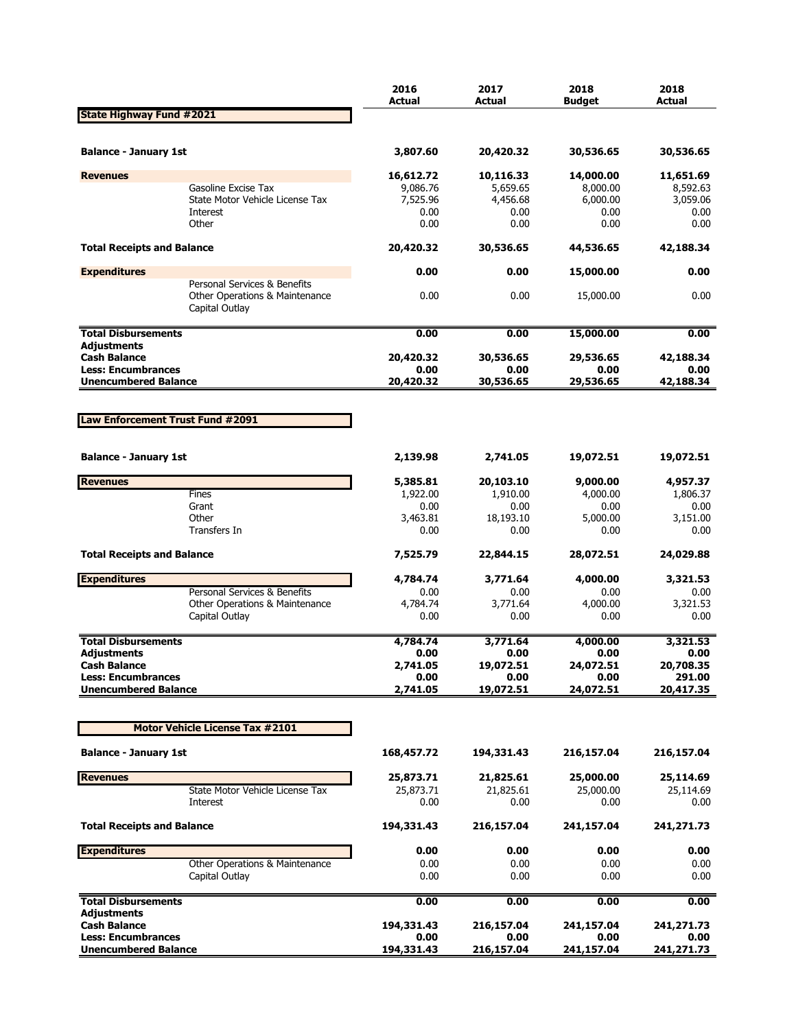| | | 2016 Actual | 2017 Actual | 2018 Budget | 2018 Actual |
|---|---|---|---|---|---|
| **State Highway Fund #2021** | | | | | |
| **Balance - January 1st** | | **3,807.60** | **20,420.32** | **30,536.65** | **30,536.65** |
| **Revenues** | | **16,612.72** | **10,116.33** | **14,000.00** | **11,651.69** |
| | Gasoline Excise Tax | 9,086.76 | 5,659.65 | 8,000.00 | 8,592.63 |
| | State Motor Vehicle License Tax | 7,525.96 | 4,456.68 | 6,000.00 | 3,059.06 |
| | Interest | 0.00 | 0.00 | 0.00 | 0.00 |
| | Other | 0.00 | 0.00 | 0.00 | 0.00 |
| **Total Receipts and Balance** | | **20,420.32** | **30,536.65** | **44,536.65** | **42,188.34** |
| **Expenditures** | | **0.00** | **0.00** | **15,000.00** | **0.00** |
| | Personal Services & Benefits | | | | |
| | Other Operations & Maintenance | 0.00 | 0.00 | 15,000.00 | 0.00 |
| | Capital Outlay | | | | |
| **Total Disbursements** | | **0.00** | **0.00** | **15,000.00** | **0.00** |
| **Adjustments** | | | | | |
| **Cash Balance** | | **20,420.32** | **30,536.65** | **29,536.65** | **42,188.34** |
| **Less: Encumbrances** | | **0.00** | **0.00** | **0.00** | **0.00** |
| **Unencumbered Balance** | | **20,420.32** | **30,536.65** | **29,536.65** | **42,188.34** |

| | | 2016 Actual | 2017 Actual | 2018 Budget | 2018 Actual |
|---|---|---|---|---|---|
| **Law Enforcement Trust Fund #2091** | | | | | |
| **Balance - January 1st** | | **2,139.98** | **2,741.05** | **19,072.51** | **19,072.51** |
| **Revenues** | | **5,385.81** | **20,103.10** | **9,000.00** | **4,957.37** |
| | Fines | 1,922.00 | 1,910.00 | 4,000.00 | 1,806.37 |
| | Grant | 0.00 | 0.00 | 0.00 | 0.00 |
| | Other | 3,463.81 | 18,193.10 | 5,000.00 | 3,151.00 |
| | Transfers In | 0.00 | 0.00 | 0.00 | 0.00 |
| **Total Receipts and Balance** | | **7,525.79** | **22,844.15** | **28,072.51** | **24,029.88** |
| **Expenditures** | | **4,784.74** | **3,771.64** | **4,000.00** | **3,321.53** |
| | Personal Services & Benefits | 0.00 | 0.00 | 0.00 | 0.00 |
| | Other Operations & Maintenance | 4,784.74 | 3,771.64 | 4,000.00 | 3,321.53 |
| | Capital Outlay | 0.00 | 0.00 | 0.00 | 0.00 |
| **Total Disbursements** | | **4,784.74** | **3,771.64** | **4,000.00** | **3,321.53** |
| **Adjustments** | | **0.00** | **0.00** | **0.00** | **0.00** |
| **Cash Balance** | | **2,741.05** | **19,072.51** | **24,072.51** | **20,708.35** |
| **Less: Encumbrances** | | **0.00** | **0.00** | **0.00** | **291.00** |
| **Unencumbered Balance** | | **2,741.05** | **19,072.51** | **24,072.51** | **20,417.35** |

| | | 2016 Actual | 2017 Actual | 2018 Budget | 2018 Actual |
|---|---|---|---|---|---|
| **Motor Vehicle License Tax #2101** | | | | | |
| **Balance - January 1st** | | **168,457.72** | **194,331.43** | **216,157.04** | **216,157.04** |
| **Revenues** | | **25,873.71** | **21,825.61** | **25,000.00** | **25,114.69** |
| | State Motor Vehicle License Tax | 25,873.71 | 21,825.61 | 25,000.00 | 25,114.69 |
| | Interest | 0.00 | 0.00 | 0.00 | 0.00 |
| **Total Receipts and Balance** | | **194,331.43** | **216,157.04** | **241,157.04** | **241,271.73** |
| **Expenditures** | | **0.00** | **0.00** | **0.00** | **0.00** |
| | Other Operations & Maintenance | 0.00 | 0.00 | 0.00 | 0.00 |
| | Capital Outlay | 0.00 | 0.00 | 0.00 | 0.00 |
| **Total Disbursements** | | **0.00** | **0.00** | **0.00** | **0.00** |
| **Adjustments** | | | | | |
| **Cash Balance** | | **194,331.43** | **216,157.04** | **241,157.04** | **241,271.73** |
| **Less: Encumbrances** | | **0.00** | **0.00** | **0.00** | **0.00** |
| **Unencumbered Balance** | | **194,331.43** | **216,157.04** | **241,157.04** | **241,271.73** |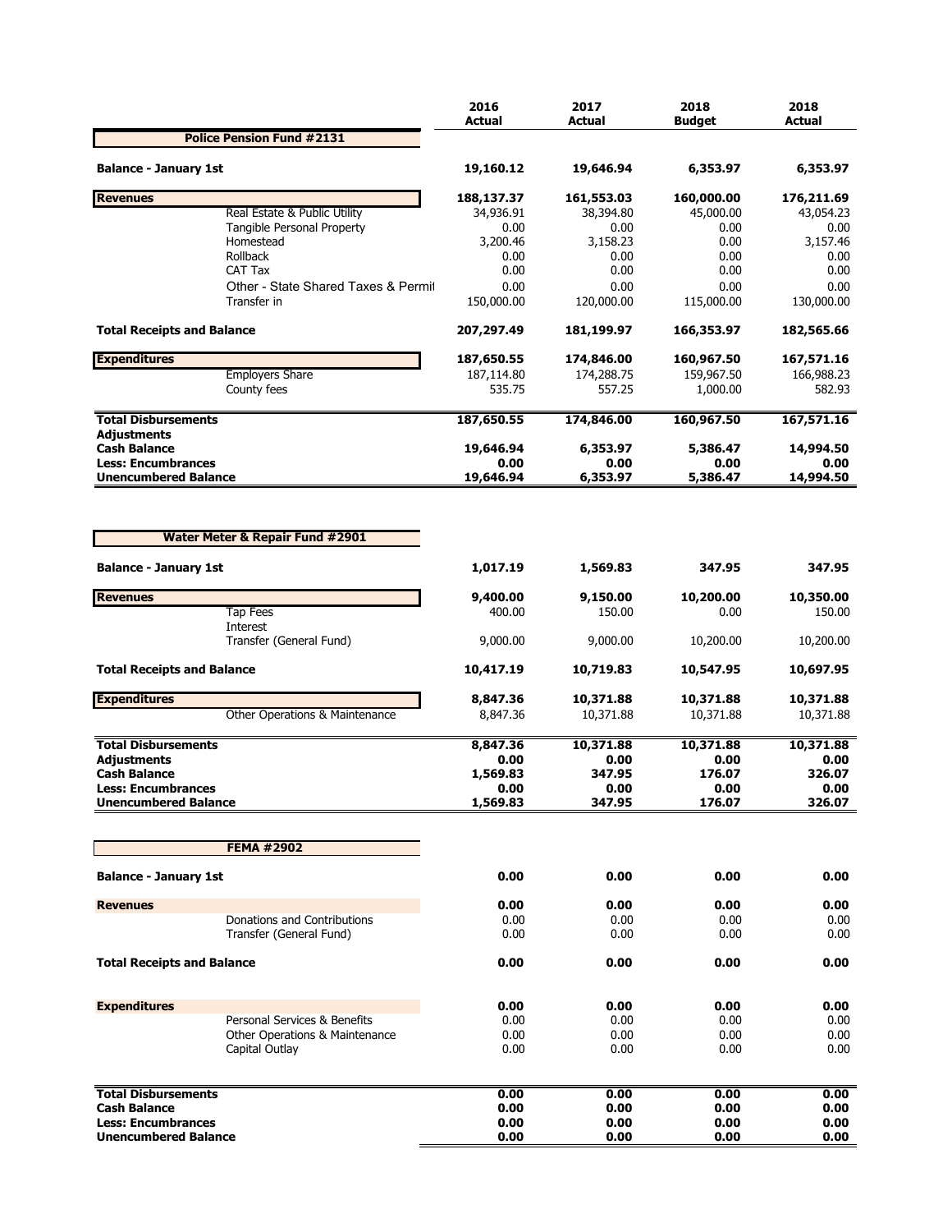## Police Pension Fund #2131

| | 2016 Actual | 2017 Actual | 2018 Budget | 2018 Actual |
|---|---|---|---|---|
| **Balance - January 1st** | **19,160.12** | **19,646.94** | **6,353.97** | **6,353.97** |
| **Revenues** | **188,137.37** | **161,553.03** | **160,000.00** | **176,211.69** |
| Real Estate & Public Utility | 34,936.91 | 38,394.80 | 45,000.00 | 43,054.23 |
| Tangible Personal Property | 0.00 | 0.00 | 0.00 | 0.00 |
| Homestead | 3,200.46 | 3,158.23 | 0.00 | 3,157.46 |
| Rollback | 0.00 | 0.00 | 0.00 | 0.00 |
| CAT Tax | 0.00 | 0.00 | 0.00 | 0.00 |
| Other - State Shared Taxes & Permit | 0.00 | 0.00 | 0.00 | 0.00 |
| Transfer in | 150,000.00 | 120,000.00 | 115,000.00 | 130,000.00 |
| **Total Receipts and Balance** | **207,297.49** | **181,199.97** | **166,353.97** | **182,565.66** |
| **Expenditures** | **187,650.55** | **174,846.00** | **160,967.50** | **167,571.16** |
| Employers Share | 187,114.80 | 174,288.75 | 159,967.50 | 166,988.23 |
| County fees | 535.75 | 557.25 | 1,000.00 | 582.93 |
| **Total Disbursements** | **187,650.55** | **174,846.00** | **160,967.50** | **167,571.16** |
| **Adjustments** | | | | |
| **Cash Balance** | **19,646.94** | **6,353.97** | **5,386.47** | **14,994.50** |
| **Less: Encumbrances** | **0.00** | **0.00** | **0.00** | **0.00** |
| **Unencumbered Balance** | **19,646.94** | **6,353.97** | **5,386.47** | **14,994.50** |

## Water Meter & Repair Fund #2901

| | 2016 Actual | 2017 Actual | 2018 Budget | 2018 Actual |
|---|---|---|---|---|
| **Balance - January 1st** | **1,017.19** | **1,569.83** | **347.95** | **347.95** |
| **Revenues** | **9,400.00** | **9,150.00** | **10,200.00** | **10,350.00** |
| Tap Fees | 400.00 | 150.00 | 0.00 | 150.00 |
| Interest | | | | |
| Transfer (General Fund) | 9,000.00 | 9,000.00 | 10,200.00 | 10,200.00 |
| **Total Receipts and Balance** | **10,417.19** | **10,719.83** | **10,547.95** | **10,697.95** |
| **Expenditures** | **8,847.36** | **10,371.88** | **10,371.88** | **10,371.88** |
| Other Operations & Maintenance | 8,847.36 | 10,371.88 | 10,371.88 | 10,371.88 |
| **Total Disbursements** | **8,847.36** | **10,371.88** | **10,371.88** | **10,371.88** |
| **Adjustments** | **0.00** | **0.00** | **0.00** | **0.00** |
| **Cash Balance** | **1,569.83** | **347.95** | **176.07** | **326.07** |
| **Less: Encumbrances** | **0.00** | **0.00** | **0.00** | **0.00** |
| **Unencumbered Balance** | **1,569.83** | **347.95** | **176.07** | **326.07** |

## FEMA #2902

| | 2016 Actual | 2017 Actual | 2018 Budget | 2018 Actual |
|---|---|---|---|---|
| **Balance - January 1st** | **0.00** | **0.00** | **0.00** | **0.00** |
| **Revenues** | **0.00** | **0.00** | **0.00** | **0.00** |
| Donations and Contributions | 0.00 | 0.00 | 0.00 | 0.00 |
| Transfer (General Fund) | 0.00 | 0.00 | 0.00 | 0.00 |
| **Total Receipts and Balance** | **0.00** | **0.00** | **0.00** | **0.00** |
| **Expenditures** | **0.00** | **0.00** | **0.00** | **0.00** |
| Personal Services & Benefits | 0.00 | 0.00 | 0.00 | 0.00 |
| Other Operations & Maintenance | 0.00 | 0.00 | 0.00 | 0.00 |
| Capital Outlay | 0.00 | 0.00 | 0.00 | 0.00 |
| **Total Disbursements** | **0.00** | **0.00** | **0.00** | **0.00** |
| **Cash Balance** | **0.00** | **0.00** | **0.00** | **0.00** |
| **Less: Encumbrances** | **0.00** | **0.00** | **0.00** | **0.00** |
| **Unencumbered Balance** | **0.00** | **0.00** | **0.00** | **0.00** |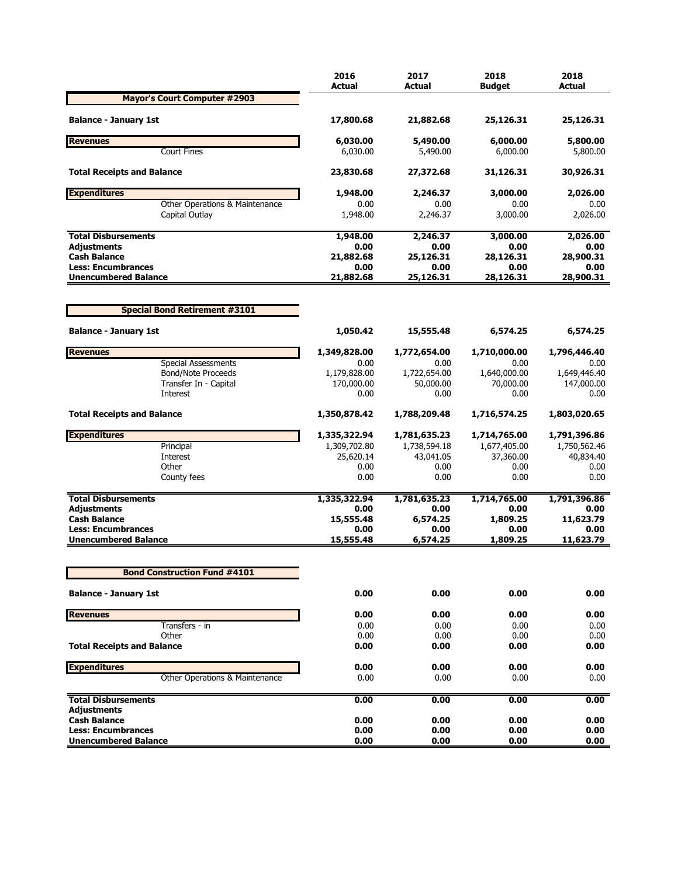| | 2016 Actual | 2017 Actual | 2018 Budget | 2018 Actual |
|---|---|---|---|---|
| **Mayor's Court Computer #2903** | | | | |
| **Balance - January 1st** | **17,800.68** | **21,882.68** | **25,126.31** | **25,126.31** |
| **Revenues** | **6,030.00** | **5,490.00** | **6,000.00** | **5,800.00** |
| Court Fines | 6,030.00 | 5,490.00 | 6,000.00 | 5,800.00 |
| **Total Receipts and Balance** | **23,830.68** | **27,372.68** | **31,126.31** | **30,926.31** |
| **Expenditures** | **1,948.00** | **2,246.37** | **3,000.00** | **2,026.00** |
| Other Operations & Maintenance | 0.00 | 0.00 | 0.00 | 0.00 |
| Capital Outlay | 1,948.00 | 2,246.37 | 3,000.00 | 2,026.00 |
| **Total Disbursements** | **1,948.00** | **2,246.37** | **3,000.00** | **2,026.00** |
| **Adjustments** | **0.00** | **0.00** | **0.00** | **0.00** |
| **Cash Balance** | **21,882.68** | **25,126.31** | **28,126.31** | **28,900.31** |
| **Less: Encumbrances** | **0.00** | **0.00** | **0.00** | **0.00** |
| **Unencumbered Balance** | **21,882.68** | **25,126.31** | **28,126.31** | **28,900.31** |

| | 2016 Actual | 2017 Actual | 2018 Budget | 2018 Actual |
|---|---|---|---|---|
| **Special Bond Retirement #3101** | | | | |
| **Balance - January 1st** | **1,050.42** | **15,555.48** | **6,574.25** | **6,574.25** |
| **Revenues** | **1,349,828.00** | **1,772,654.00** | **1,710,000.00** | **1,796,446.40** |
| Special Assessments | 0.00 | 0.00 | 0.00 | 0.00 |
| Bond/Note Proceeds | 1,179,828.00 | 1,722,654.00 | 1,640,000.00 | 1,649,446.40 |
| Transfer In - Capital | 170,000.00 | 50,000.00 | 70,000.00 | 147,000.00 |
| Interest | 0.00 | 0.00 | 0.00 | 0.00 |
| **Total Receipts and Balance** | **1,350,878.42** | **1,788,209.48** | **1,716,574.25** | **1,803,020.65** |
| **Expenditures** | **1,335,322.94** | **1,781,635.23** | **1,714,765.00** | **1,791,396.86** |
| Principal | 1,309,702.80 | 1,738,594.18 | 1,677,405.00 | 1,750,562.46 |
| Interest | 25,620.14 | 43,041.05 | 37,360.00 | 40,834.40 |
| Other | 0.00 | 0.00 | 0.00 | 0.00 |
| County fees | 0.00 | 0.00 | 0.00 | 0.00 |
| **Total Disbursements** | **1,335,322.94** | **1,781,635.23** | **1,714,765.00** | **1,791,396.86** |
| **Adjustments** | **0.00** | **0.00** | **0.00** | **0.00** |
| **Cash Balance** | **15,555.48** | **6,574.25** | **1,809.25** | **11,623.79** |
| **Less: Encumbrances** | **0.00** | **0.00** | **0.00** | **0.00** |
| **Unencumbered Balance** | **15,555.48** | **6,574.25** | **1,809.25** | **11,623.79** |

| | 2016 Actual | 2017 Actual | 2018 Budget | 2018 Actual |
|---|---|---|---|---|
| **Bond Construction Fund #4101** | | | | |
| **Balance - January 1st** | **0.00** | **0.00** | **0.00** | **0.00** |
| **Revenues** | **0.00** | **0.00** | **0.00** | **0.00** |
| Transfers - in | 0.00 | 0.00 | 0.00 | 0.00 |
| Other | 0.00 | 0.00 | 0.00 | 0.00 |
| **Total Receipts and Balance** | **0.00** | **0.00** | **0.00** | **0.00** |
| **Expenditures** | **0.00** | **0.00** | **0.00** | **0.00** |
| Other Operations & Maintenance | 0.00 | 0.00 | 0.00 | 0.00 |
| **Total Disbursements** | **0.00** | **0.00** | **0.00** | **0.00** |
| **Adjustments** | | | | |
| **Cash Balance** | **0.00** | **0.00** | **0.00** | **0.00** |
| **Less: Encumbrances** | **0.00** | **0.00** | **0.00** | **0.00** |
| **Unencumbered Balance** | **0.00** | **0.00** | **0.00** | **0.00** |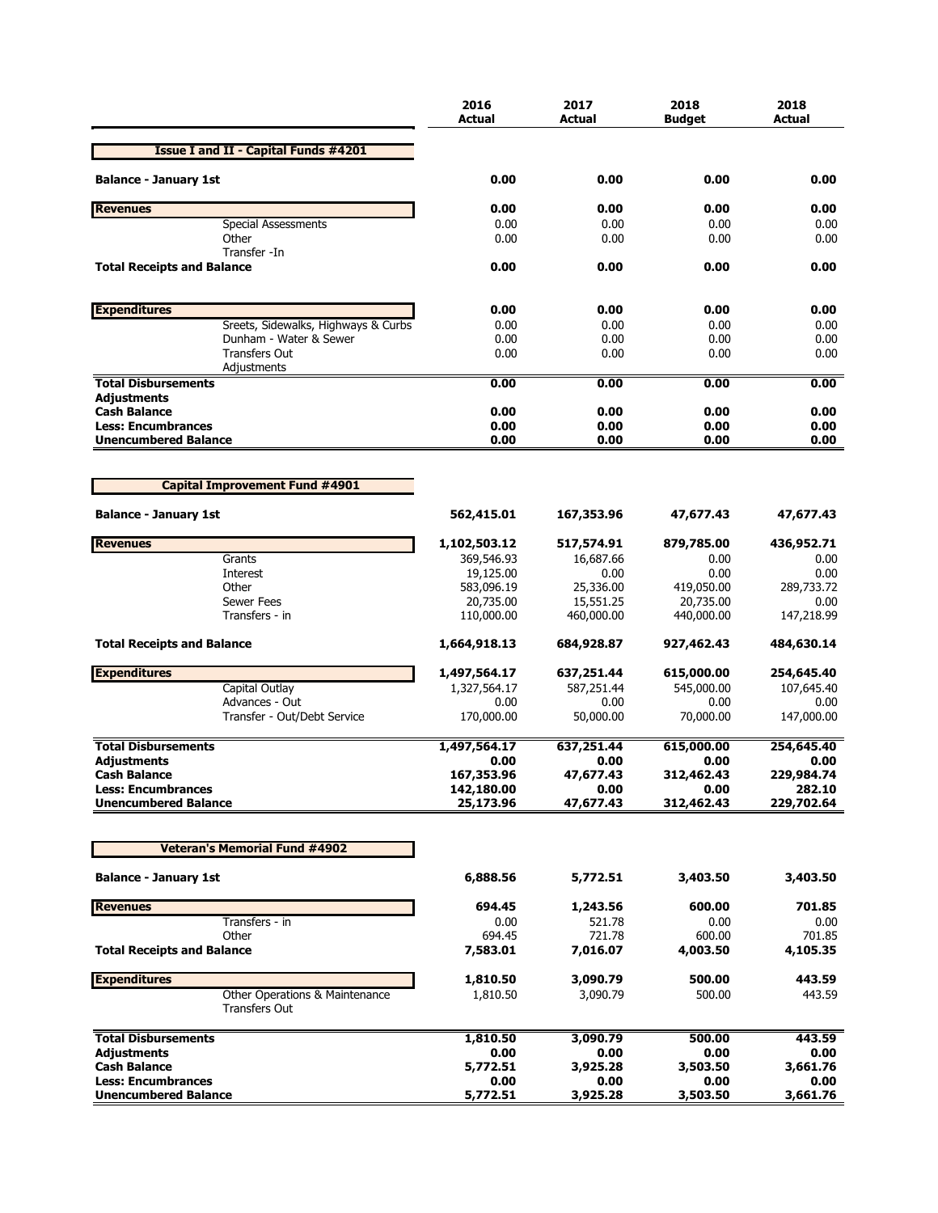| | 2016 Actual | 2017 Actual | 2018 Budget | 2018 Actual |
|---|---|---|---|---|
| **Issue I and II - Capital Funds #4201** | | | | |
| **Balance - January 1st** | **0.00** | **0.00** | **0.00** | **0.00** |
| **Revenues** | **0.00** | **0.00** | **0.00** | **0.00** |
| Special Assessments | 0.00 | 0.00 | 0.00 | 0.00 |
| Other | 0.00 | 0.00 | 0.00 | 0.00 |
| Transfer -In | | | | |
| **Total Receipts and Balance** | **0.00** | **0.00** | **0.00** | **0.00** |
| **Expenditures** | **0.00** | **0.00** | **0.00** | **0.00** |
| Sreets, Sidewalks, Highways & Curbs | 0.00 | 0.00 | 0.00 | 0.00 |
| Dunham - Water & Sewer | 0.00 | 0.00 | 0.00 | 0.00 |
| Transfers Out | 0.00 | 0.00 | 0.00 | 0.00 |
| Adjustments | | | | |
| **Total Disbursements** | **0.00** | **0.00** | **0.00** | **0.00** |
| **Adjustments** | | | | |
| **Cash Balance** | **0.00** | **0.00** | **0.00** | **0.00** |
| **Less: Encumbrances** | **0.00** | **0.00** | **0.00** | **0.00** |
| **Unencumbered Balance** | **0.00** | **0.00** | **0.00** | **0.00** |

| | 2016 Actual | 2017 Actual | 2018 Budget | 2018 Actual |
|---|---|---|---|---|
| **Capital Improvement Fund #4901** | | | | |
| **Balance - January 1st** | **562,415.01** | **167,353.96** | **47,677.43** | **47,677.43** |
| **Revenues** | **1,102,503.12** | **517,574.91** | **879,785.00** | **436,952.71** |
| Grants | 369,546.93 | 16,687.66 | 0.00 | 0.00 |
| Interest | 19,125.00 | 0.00 | 0.00 | 0.00 |
| Other | 583,096.19 | 25,336.00 | 419,050.00 | 289,733.72 |
| Sewer Fees | 20,735.00 | 15,551.25 | 20,735.00 | 0.00 |
| Transfers - in | 110,000.00 | 460,000.00 | 440,000.00 | 147,218.99 |
| **Total Receipts and Balance** | **1,664,918.13** | **684,928.87** | **927,462.43** | **484,630.14** |
| **Expenditures** | **1,497,564.17** | **637,251.44** | **615,000.00** | **254,645.40** |
| Capital Outlay | 1,327,564.17 | 587,251.44 | 545,000.00 | 107,645.40 |
| Advances - Out | 0.00 | 0.00 | 0.00 | 0.00 |
| Transfer - Out/Debt Service | 170,000.00 | 50,000.00 | 70,000.00 | 147,000.00 |
| **Total Disbursements** | **1,497,564.17** | **637,251.44** | **615,000.00** | **254,645.40** |
| **Adjustments** | **0.00** | **0.00** | **0.00** | **0.00** |
| **Cash Balance** | **167,353.96** | **47,677.43** | **312,462.43** | **229,984.74** |
| **Less: Encumbrances** | **142,180.00** | **0.00** | **0.00** | **282.10** |
| **Unencumbered Balance** | **25,173.96** | **47,677.43** | **312,462.43** | **229,702.64** |

| | 2016 Actual | 2017 Actual | 2018 Budget | 2018 Actual |
|---|---|---|---|---|
| **Veteran's Memorial Fund #4902** | | | | |
| **Balance - January 1st** | **6,888.56** | **5,772.51** | **3,403.50** | **3,403.50** |
| **Revenues** | **694.45** | **1,243.56** | **600.00** | **701.85** |
| Transfers - in | 0.00 | 521.78 | 0.00 | 0.00 |
| Other | 694.45 | 721.78 | 600.00 | 701.85 |
| **Total Receipts and Balance** | **7,583.01** | **7,016.07** | **4,003.50** | **4,105.35** |
| **Expenditures** | **1,810.50** | **3,090.79** | **500.00** | **443.59** |
| Other Operations & Maintenance | 1,810.50 | 3,090.79 | 500.00 | 443.59 |
| Transfers Out | | | | |
| **Total Disbursements** | **1,810.50** | **3,090.79** | **500.00** | **443.59** |
| **Adjustments** | **0.00** | **0.00** | **0.00** | **0.00** |
| **Cash Balance** | **5,772.51** | **3,925.28** | **3,503.50** | **3,661.76** |
| **Less: Encumbrances** | **0.00** | **0.00** | **0.00** | **0.00** |
| **Unencumbered Balance** | **5,772.51** | **3,925.28** | **3,503.50** | **3,661.76** |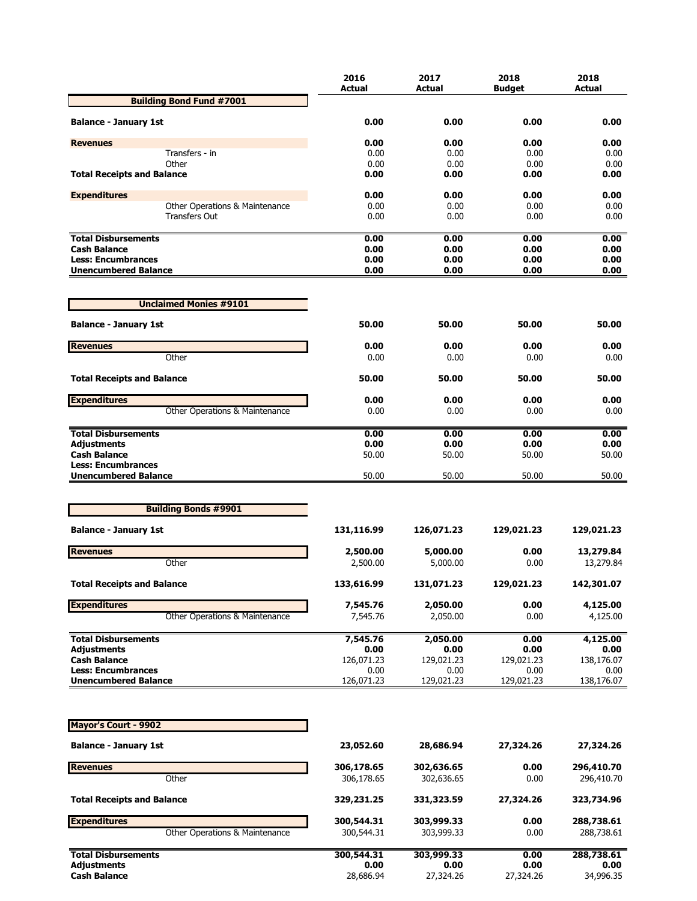| | 2016 Actual | 2017 Actual | 2018 Budget | 2018 Actual |
|---|---|---|---|---|
| **Building Bond Fund #7001** | | | | |
| **Balance - January 1st** | **0.00** | **0.00** | **0.00** | **0.00** |
| **Revenues** | **0.00** | **0.00** | **0.00** | **0.00** |
| Transfers - in | 0.00 | 0.00 | 0.00 | 0.00 |
| Other | 0.00 | 0.00 | 0.00 | 0.00 |
| **Total Receipts and Balance** | **0.00** | **0.00** | **0.00** | **0.00** |
| **Expenditures** | **0.00** | **0.00** | **0.00** | **0.00** |
| Other Operations & Maintenance | 0.00 | 0.00 | 0.00 | 0.00 |
| Transfers Out | 0.00 | 0.00 | 0.00 | 0.00 |
| **Total Disbursements** | **0.00** | **0.00** | **0.00** | **0.00** |
| **Cash Balance** | **0.00** | **0.00** | **0.00** | **0.00** |
| **Less: Encumbrances** | **0.00** | **0.00** | **0.00** | **0.00** |
| **Unencumbered Balance** | **0.00** | **0.00** | **0.00** | **0.00** |

| | 2016 Actual | 2017 Actual | 2018 Budget | 2018 Actual |
|---|---|---|---|---|
| **Unclaimed Monies #9101** | | | | |
| **Balance - January 1st** | **50.00** | **50.00** | **50.00** | **50.00** |
| **Revenues** | **0.00** | **0.00** | **0.00** | **0.00** |
| Other | 0.00 | 0.00 | 0.00 | 0.00 |
| **Total Receipts and Balance** | **50.00** | **50.00** | **50.00** | **50.00** |
| **Expenditures** | **0.00** | **0.00** | **0.00** | **0.00** |
| Other Operations & Maintenance | 0.00 | 0.00 | 0.00 | 0.00 |
| **Total Disbursements** | **0.00** | **0.00** | **0.00** | **0.00** |
| **Adjustments** | **0.00** | **0.00** | **0.00** | **0.00** |
| **Cash Balance** | 50.00 | 50.00 | 50.00 | 50.00 |
| **Less: Encumbrances** | | | | |
| **Unencumbered Balance** | 50.00 | 50.00 | 50.00 | 50.00 |

| | 2016 Actual | 2017 Actual | 2018 Budget | 2018 Actual |
|---|---|---|---|---|
| **Building Bonds #9901** | | | | |
| **Balance - January 1st** | **131,116.99** | **126,071.23** | **129,021.23** | **129,021.23** |
| **Revenues** | **2,500.00** | **5,000.00** | **0.00** | **13,279.84** |
| Other | 2,500.00 | 5,000.00 | 0.00 | 13,279.84 |
| **Total Receipts and Balance** | **133,616.99** | **131,071.23** | **129,021.23** | **142,301.07** |
| **Expenditures** | **7,545.76** | **2,050.00** | **0.00** | **4,125.00** |
| Other Operations & Maintenance | 7,545.76 | 2,050.00 | 0.00 | 4,125.00 |
| **Total Disbursements** | **7,545.76** | **2,050.00** | **0.00** | **4,125.00** |
| **Adjustments** | **0.00** | **0.00** | **0.00** | **0.00** |
| **Cash Balance** | 126,071.23 | 129,021.23 | 129,021.23 | 138,176.07 |
| **Less: Encumbrances** | 0.00 | 0.00 | 0.00 | 0.00 |
| **Unencumbered Balance** | 126,071.23 | 129,021.23 | 129,021.23 | 138,176.07 |

| | 2016 Actual | 2017 Actual | 2018 Budget | 2018 Actual |
|---|---|---|---|---|
| **Mayor's Court - 9902** | | | | |
| **Balance - January 1st** | **23,052.60** | **28,686.94** | **27,324.26** | **27,324.26** |
| **Revenues** | **306,178.65** | **302,636.65** | **0.00** | **296,410.70** |
| Other | 306,178.65 | 302,636.65 | 0.00 | 296,410.70 |
| **Total Receipts and Balance** | **329,231.25** | **331,323.59** | **27,324.26** | **323,734.96** |
| **Expenditures** | **300,544.31** | **303,999.33** | **0.00** | **288,738.61** |
| Other Operations & Maintenance | 300,544.31 | 303,999.33 | 0.00 | 288,738.61 |
| **Total Disbursements** | **300,544.31** | **303,999.33** | **0.00** | **288,738.61** |
| **Adjustments** | **0.00** | **0.00** | **0.00** | **0.00** |
| **Cash Balance** | 28,686.94 | 27,324.26 | 27,324.26 | 34,996.35 |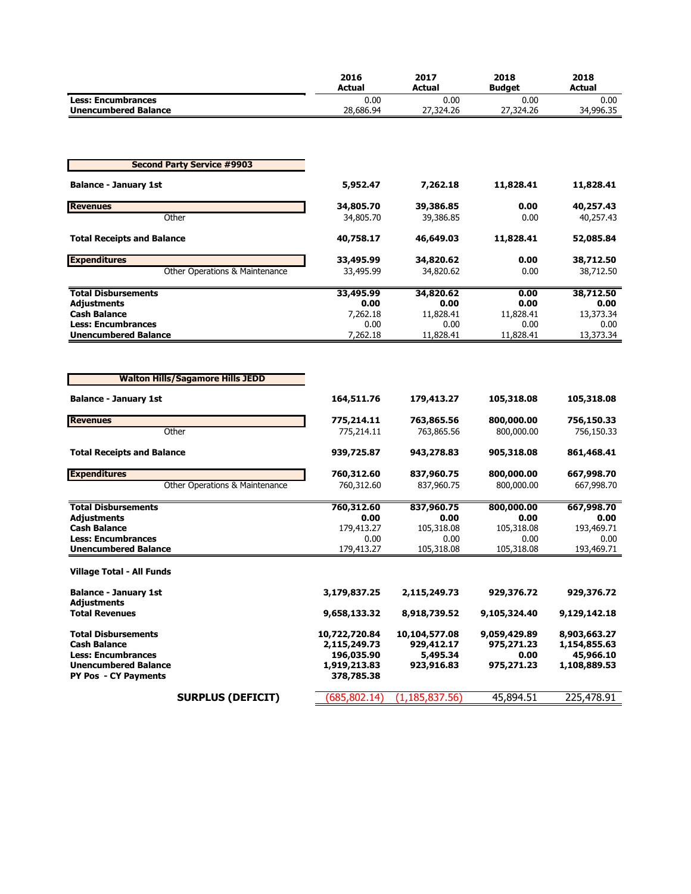| | 2016 Actual | 2017 Actual | 2018 Budget | 2018 Actual |
|---|---|---|---|---|
| **Less: Encumbrances** | 0.00 | 0.00 | 0.00 | 0.00 |
| **Unencumbered Balance** | 28,686.94 | 27,324.26 | 27,324.26 | 34,996.35 |

| **Second Party Service #9903** | | | | |
|---|---|---|---|---|
| **Balance - January 1st** | **5,952.47** | **7,262.18** | **11,828.41** | **11,828.41** |
| **Revenues** | **34,805.70** | **39,386.85** | **0.00** | **40,257.43** |
| Other | 34,805.70 | 39,386.85 | 0.00 | 40,257.43 |
| **Total Receipts and Balance** | **40,758.17** | **46,649.03** | **11,828.41** | **52,085.84** |
| **Expenditures** | **33,495.99** | **34,820.62** | **0.00** | **38,712.50** |
| Other Operations & Maintenance | 33,495.99 | 34,820.62 | 0.00 | 38,712.50 |
| **Total Disbursements** | **33,495.99** | **34,820.62** | **0.00** | **38,712.50** |
| **Adjustments** | **0.00** | **0.00** | **0.00** | **0.00** |
| **Cash Balance** | 7,262.18 | 11,828.41 | 11,828.41 | 13,373.34 |
| **Less: Encumbrances** | 0.00 | 0.00 | 0.00 | 0.00 |
| **Unencumbered Balance** | 7,262.18 | 11,828.41 | 11,828.41 | 13,373.34 |

| **Walton Hills/Sagamore Hills JEDD** | | | | |
|---|---|---|---|---|
| **Balance - January 1st** | **164,511.76** | **179,413.27** | **105,318.08** | **105,318.08** |
| **Revenues** | **775,214.11** | **763,865.56** | **800,000.00** | **756,150.33** |
| Other | 775,214.11 | 763,865.56 | 800,000.00 | 756,150.33 |
| **Total Receipts and Balance** | **939,725.87** | **943,278.83** | **905,318.08** | **861,468.41** |
| **Expenditures** | **760,312.60** | **837,960.75** | **800,000.00** | **667,998.70** |
| Other Operations & Maintenance | 760,312.60 | 837,960.75 | 800,000.00 | 667,998.70 |
| **Total Disbursements** | **760,312.60** | **837,960.75** | **800,000.00** | **667,998.70** |
| **Adjustments** | **0.00** | **0.00** | **0.00** | **0.00** |
| **Cash Balance** | 179,413.27 | 105,318.08 | 105,318.08 | 193,469.71 |
| **Less: Encumbrances** | 0.00 | 0.00 | 0.00 | 0.00 |
| **Unencumbered Balance** | 179,413.27 | 105,318.08 | 105,318.08 | 193,469.71 |

| **Village Total - All Funds** | | | | |
|---|---|---|---|---|
| **Balance - January 1st** | **3,179,837.25** | **2,115,249.73** | **929,376.72** | **929,376.72** |
| **Adjustments** | | | | |
| **Total Revenues** | **9,658,133.32** | **8,918,739.52** | **9,105,324.40** | **9,129,142.18** |
| **Total Disbursements** | **10,722,720.84** | **10,104,577.08** | **9,059,429.89** | **8,903,663.27** |
| **Cash Balance** | **2,115,249.73** | **929,412.17** | **975,271.23** | **1,154,855.63** |
| **Less: Encumbrances** | **196,035.90** | **5,495.34** | **0.00** | **45,966.10** |
| **Unencumbered Balance** | **1,919,213.83** | **923,916.83** | **975,271.23** | **1,108,889.53** |
| **PY Pos - CY Payments** | **378,785.38** | | | |
| **SURPLUS (DEFICIT)** | (685,802.14) | (1,185,837.56) | 45,894.51 | 225,478.91 |